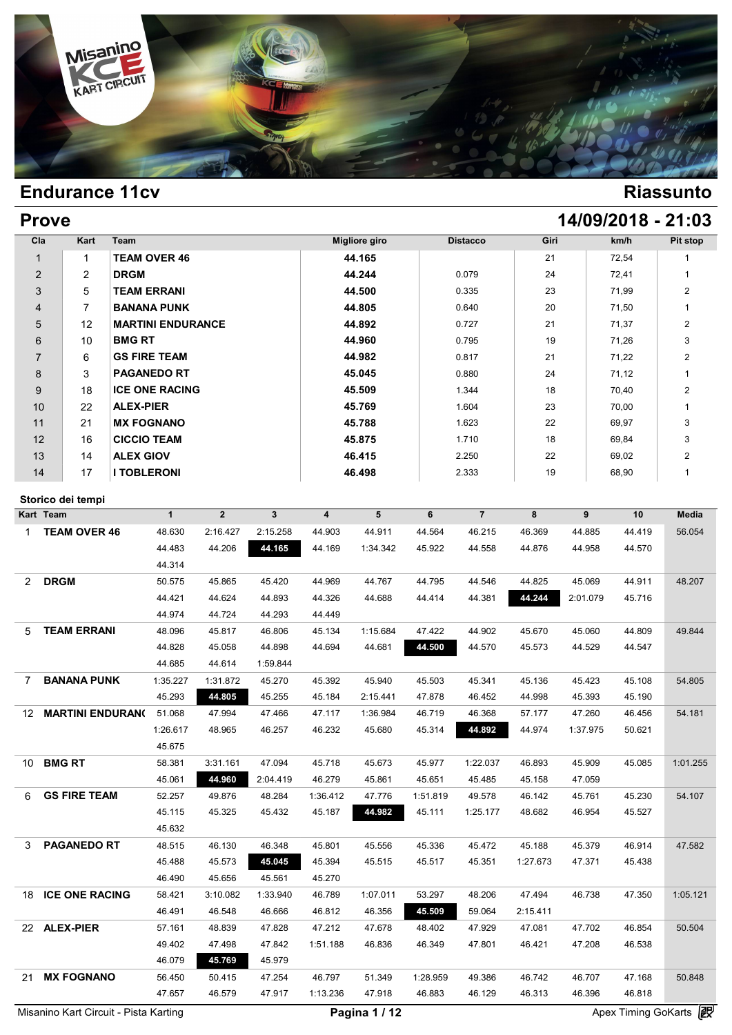# Endurance 11cv

# Riassunto

## Prove

## 14/09/2018 - 21:03

| Cla | Kart | Team | Migliore giro | Distacco | Giri | km/h | Pit stop |
|---|---|---|---|---|---|---|---|
| 1 | 1 | **TEAM OVER 46** | **44.165** | | 21 | 72,54 | 1 |
| 2 | 2 | **DRGM** | **44.244** | 0.079 | 24 | 72,41 | 1 |
| 3 | 5 | **TEAM ERRANI** | **44.500** | 0.335 | 23 | 71,99 | 2 |
| 4 | 7 | **BANANA PUNK** | **44.805** | 0.640 | 20 | 71,50 | 1 |
| 5 | 12 | **MARTINI ENDURANCE** | **44.892** | 0.727 | 21 | 71,37 | 2 |
| 6 | 10 | **BMG RT** | **44.960** | 0.795 | 19 | 71,26 | 3 |
| 7 | 6 | **GS FIRE TEAM** | **44.982** | 0.817 | 21 | 71,22 | 2 |
| 8 | 3 | **PAGANEDO RT** | **45.045** | 0.880 | 24 | 71,12 | 1 |
| 9 | 18 | **ICE ONE RACING** | **45.509** | 1.344 | 18 | 70,40 | 2 |
| 10 | 22 | **ALEX-PIER** | **45.769** | 1.604 | 23 | 70,00 | 1 |
| 11 | 21 | **MX FOGNANO** | **45.788** | 1.623 | 22 | 69,97 | 3 |
| 12 | 16 | **CICCIO TEAM** | **45.875** | 1.710 | 18 | 69,84 | 3 |
| 13 | 14 | **ALEX GIOV** | **46.415** | 2.250 | 22 | 69,02 | 2 |
| 14 | 17 | **I TOBLERONI** | **46.498** | 2.333 | 19 | 68,90 | 1 |

### Storico dei tempi

| Kart | Team | 1 | 2 | 3 | 4 | 5 | 6 | 7 | 8 | 9 | 10 | Media |
|---|---|---|---|---|---|---|---|---|---|---|---|---|
| 1 | **TEAM OVER 46** | 48.630 | 2:16.427 | 2:15.258 | 44.903 | 44.911 | 44.564 | 46.215 | 46.369 | 44.885 | 44.419 | 56.054 |
| | | 44.483 | 44.206 | **44.165** | 44.169 | 1:34.342 | 45.922 | 44.558 | 44.876 | 44.958 | 44.570 | |
| | | 44.314 | | | | | | | | | | |
| 2 | **DRGM** | 50.575 | 45.865 | 45.420 | 44.969 | 44.767 | 44.795 | 44.546 | 44.825 | 45.069 | 44.911 | 48.207 |
| | | 44.421 | 44.624 | 44.893 | 44.326 | 44.688 | 44.414 | 44.381 | **44.244** | 2:01.079 | 45.716 | |
| | | 44.974 | 44.724 | 44.293 | 44.449 | | | | | | | |
| 5 | **TEAM ERRANI** | 48.096 | 45.817 | 46.806 | 45.134 | 1:15.684 | 47.422 | 44.902 | 45.670 | 45.060 | 44.809 | 49.844 |
| | | 44.828 | 45.058 | 44.898 | 44.694 | 44.681 | **44.500** | 44.570 | 45.573 | 44.529 | 44.547 | |
| | | 44.685 | 44.614 | 1:59.844 | | | | | | | | |
| 7 | **BANANA PUNK** | 1:35.227 | 1:31.872 | 45.270 | 45.392 | 45.940 | 45.503 | 45.341 | 45.136 | 45.423 | 45.108 | 54.805 |
| | | 45.293 | **44.805** | 45.255 | 45.184 | 2:15.441 | 47.878 | 46.452 | 44.998 | 45.393 | 45.190 | |
| 12 | **MARTINI ENDURAN(** | 51.068 | 47.994 | 47.466 | 47.117 | 1:36.984 | 46.719 | 46.368 | 57.177 | 47.260 | 46.456 | 54.181 |
| | | 1:26.617 | 48.965 | 46.257 | 46.232 | 45.680 | 45.314 | **44.892** | 44.974 | 1:37.975 | 50.621 | |
| | | 45.675 | | | | | | | | | | |
| 10 | **BMG RT** | 58.381 | 3:31.161 | 47.094 | 45.718 | 45.673 | 45.977 | 1:22.037 | 46.893 | 45.909 | 45.085 | 1:01.255 |
| | | 45.061 | **44.960** | 2:04.419 | 46.279 | 45.861 | 45.651 | 45.485 | 45.158 | 47.059 | | |
| 6 | **GS FIRE TEAM** | 52.257 | 49.876 | 48.284 | 1:36.412 | 47.776 | 1:51.819 | 49.578 | 46.142 | 45.761 | 45.230 | 54.107 |
| | | 45.115 | 45.325 | 45.432 | 45.187 | **44.982** | 45.111 | 1:25.177 | 48.682 | 46.954 | 45.527 | |
| | | 45.632 | | | | | | | | | | |
| 3 | **PAGANEDO RT** | 48.515 | 46.130 | 46.348 | 45.801 | 45.556 | 45.336 | 45.472 | 45.188 | 45.379 | 46.914 | 47.582 |
| | | 45.488 | 45.573 | **45.045** | 45.394 | 45.515 | 45.517 | 45.351 | 1:27.673 | 47.371 | 45.438 | |
| | | 46.490 | 45.656 | 45.561 | 45.270 | | | | | | | |
| 18 | **ICE ONE RACING** | 58.421 | 3:10.082 | 1:33.940 | 46.789 | 1:07.011 | 53.297 | 48.206 | 47.494 | 46.738 | 47.350 | 1:05.121 |
| | | 46.491 | 46.548 | 46.666 | 46.812 | 46.356 | **45.509** | 59.064 | 2:15.411 | | | |
| 22 | **ALEX-PIER** | 57.161 | 48.839 | 47.828 | 47.212 | 47.678 | 48.402 | 47.929 | 47.081 | 47.702 | 46.854 | 50.504 |
| | | 49.402 | 47.498 | 47.842 | 1:51.188 | 46.836 | 46.349 | 47.801 | 46.421 | 47.208 | 46.538 | |
| | | 46.079 | **45.769** | 45.979 | | | | | | | | |
| 21 | **MX FOGNANO** | 56.450 | 50.415 | 47.254 | 46.797 | 51.349 | 1:28.959 | 49.386 | 46.742 | 46.707 | 47.168 | 50.848 |
| | | 47.657 | 46.579 | 47.917 | 1:13.236 | 47.918 | 46.883 | 46.129 | 46.313 | 46.396 | 46.818 | |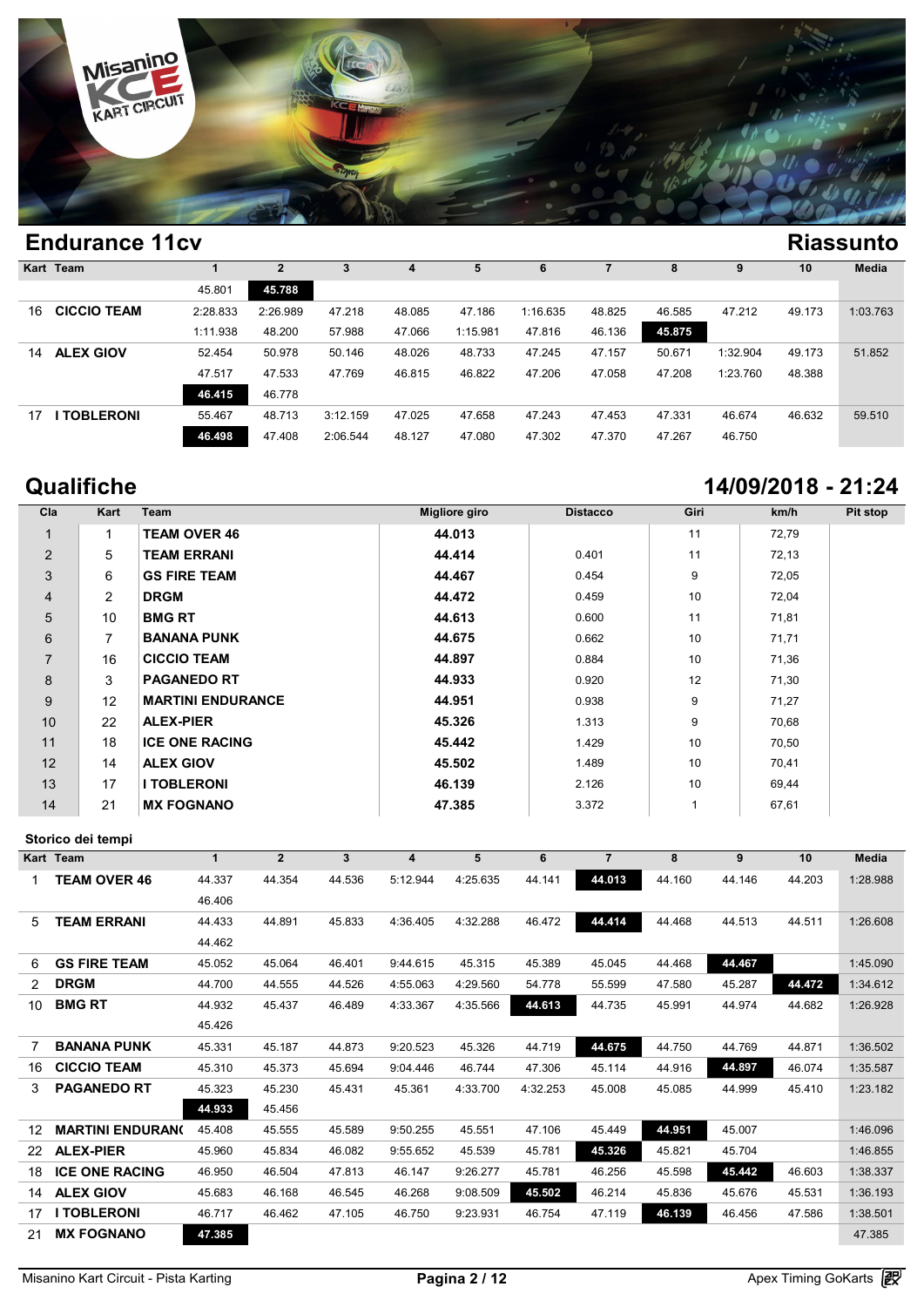## Endurance 11cv

## Riassunto

| Kart | Team | 1 | 2 | 3 | 4 | 5 | 6 | 7 | 8 | 9 | 10 | Media |
|---|---|---|---|---|---|---|---|---|---|---|---|---|
| | | 45.801 | **45.788** | | | | | | | | | |
| 16 | CICCIO TEAM | 2:28.833 | 2:26.989 | 47.218 | 48.085 | 47.186 | 1:16.635 | 48.825 | 46.585 | 47.212 | 49.173 | 1:03.763 |
| | | 1:11.938 | 48.200 | 57.988 | 47.066 | 1:15.981 | 47.816 | 46.136 | **45.875** | | | |
| 14 | ALEX GIOV | 52.454 | 50.978 | 50.146 | 48.026 | 48.733 | 47.245 | 47.157 | 50.671 | 1:32.904 | 49.173 | 51.852 |
| | | 47.517 | 47.533 | 47.769 | 46.815 | 46.822 | 47.206 | 47.058 | 47.208 | 1:23.760 | 48.388 | |
| | | **46.415** | 46.778 | | | | | | | | | |
| 17 | I TOBLERONI | 55.467 | 48.713 | 3:12.159 | 47.025 | 47.658 | 47.243 | 47.453 | 47.331 | 46.674 | 46.632 | 59.510 |
| | | **46.498** | 47.408 | 2:06.544 | 48.127 | 47.080 | 47.302 | 47.370 | 47.267 | 46.750 | | |

## Qualifiche

**14/09/2018 - 21:24**

| Cla | Kart | Team | Migliore giro | Distacco | Giri | km/h | Pit stop |
|---|---|---|---|---|---|---|---|
| 1 | 1 | TEAM OVER 46 | 44.013 | | 11 | 72,79 | |
| 2 | 5 | TEAM ERRANI | 44.414 | 0.401 | 11 | 72,13 | |
| 3 | 6 | GS FIRE TEAM | 44.467 | 0.454 | 9 | 72,05 | |
| 4 | 2 | DRGM | 44.472 | 0.459 | 10 | 72,04 | |
| 5 | 10 | BMG RT | 44.613 | 0.600 | 11 | 71,81 | |
| 6 | 7 | BANANA PUNK | 44.675 | 0.662 | 10 | 71,71 | |
| 7 | 16 | CICCIO TEAM | 44.897 | 0.884 | 10 | 71,36 | |
| 8 | 3 | PAGANEDO RT | 44.933 | 0.920 | 12 | 71,30 | |
| 9 | 12 | MARTINI ENDURANCE | 44.951 | 0.938 | 9 | 71,27 | |
| 10 | 22 | ALEX-PIER | 45.326 | 1.313 | 9 | 70,68 | |
| 11 | 18 | ICE ONE RACING | 45.442 | 1.429 | 10 | 70,50 | |
| 12 | 14 | ALEX GIOV | 45.502 | 1.489 | 10 | 70,41 | |
| 13 | 17 | I TOBLERONI | 46.139 | 2.126 | 10 | 69,44 | |
| 14 | 21 | MX FOGNANO | 47.385 | 3.372 | 1 | 67,61 | |

### Storico dei tempi

| Kart | Team | 1 | 2 | 3 | 4 | 5 | 6 | 7 | 8 | 9 | 10 | Media |
|---|---|---|---|---|---|---|---|---|---|---|---|---|
| 1 | TEAM OVER 46 | 44.337 | 44.354 | 44.536 | 5:12.944 | 4:25.635 | 44.141 | **44.013** | 44.160 | 44.146 | 44.203 | 1:28.988 |
| | | 46.406 | | | | | | | | | | |
| 5 | TEAM ERRANI | 44.433 | 44.891 | 45.833 | 4:36.405 | 4:32.288 | 46.472 | **44.414** | 44.468 | 44.513 | 44.511 | 1:26.608 |
| | | 44.462 | | | | | | | | | | |
| 6 | GS FIRE TEAM | 45.052 | 45.064 | 46.401 | 9:44.615 | 45.315 | 45.389 | 45.045 | 44.468 | **44.467** | | 1:45.090 |
| 2 | DRGM | 44.700 | 44.555 | 44.526 | 4:55.063 | 4:29.560 | 54.778 | 55.599 | 47.580 | 45.287 | **44.472** | 1:34.612 |
| 10 | BMG RT | 44.932 | 45.437 | 46.489 | 4:33.367 | 4:35.566 | **44.613** | 44.735 | 45.991 | 44.974 | 44.682 | 1:26.928 |
| | | 45.426 | | | | | | | | | | |
| 7 | BANANA PUNK | 45.331 | 45.187 | 44.873 | 9:20.523 | 45.326 | 44.719 | **44.675** | 44.750 | 44.769 | 44.871 | 1:36.502 |
| 16 | CICCIO TEAM | 45.310 | 45.373 | 45.694 | 9:04.446 | 46.744 | 47.306 | 45.114 | 44.916 | **44.897** | 46.074 | 1:35.587 |
| 3 | PAGANEDO RT | 45.323 | 45.230 | 45.431 | 45.361 | 4:33.700 | 4:32.253 | 45.008 | 45.085 | 44.999 | 45.410 | 1:23.182 |
| | | **44.933** | 45.456 | | | | | | | | | |
| 12 | MARTINI ENDURANCE | 45.408 | 45.555 | 45.589 | 9:50.255 | 45.551 | 47.106 | 45.449 | **44.951** | 45.007 | | 1:46.096 |
| 22 | ALEX-PIER | 45.960 | 45.834 | 46.082 | 9:55.652 | 45.539 | 45.781 | **45.326** | 45.821 | 45.704 | | 1:46.855 |
| 18 | ICE ONE RACING | 46.950 | 46.504 | 47.813 | 46.147 | 9:26.277 | 45.781 | 46.256 | 45.598 | **45.442** | 46.603 | 1:38.337 |
| 14 | ALEX GIOV | 45.683 | 46.168 | 46.545 | 46.268 | 9:08.509 | **45.502** | 46.214 | 45.836 | 45.676 | 45.531 | 1:36.193 |
| 17 | I TOBLERONI | 46.717 | 46.462 | 47.105 | 46.750 | 9:23.931 | 46.754 | 47.119 | **46.139** | 46.456 | 47.586 | 1:38.501 |
| 21 | MX FOGNANO | **47.385** | | | | | | | | | | 47.385 |

Misanino Kart Circuit - Pista Karting

Apex Timing GoKarts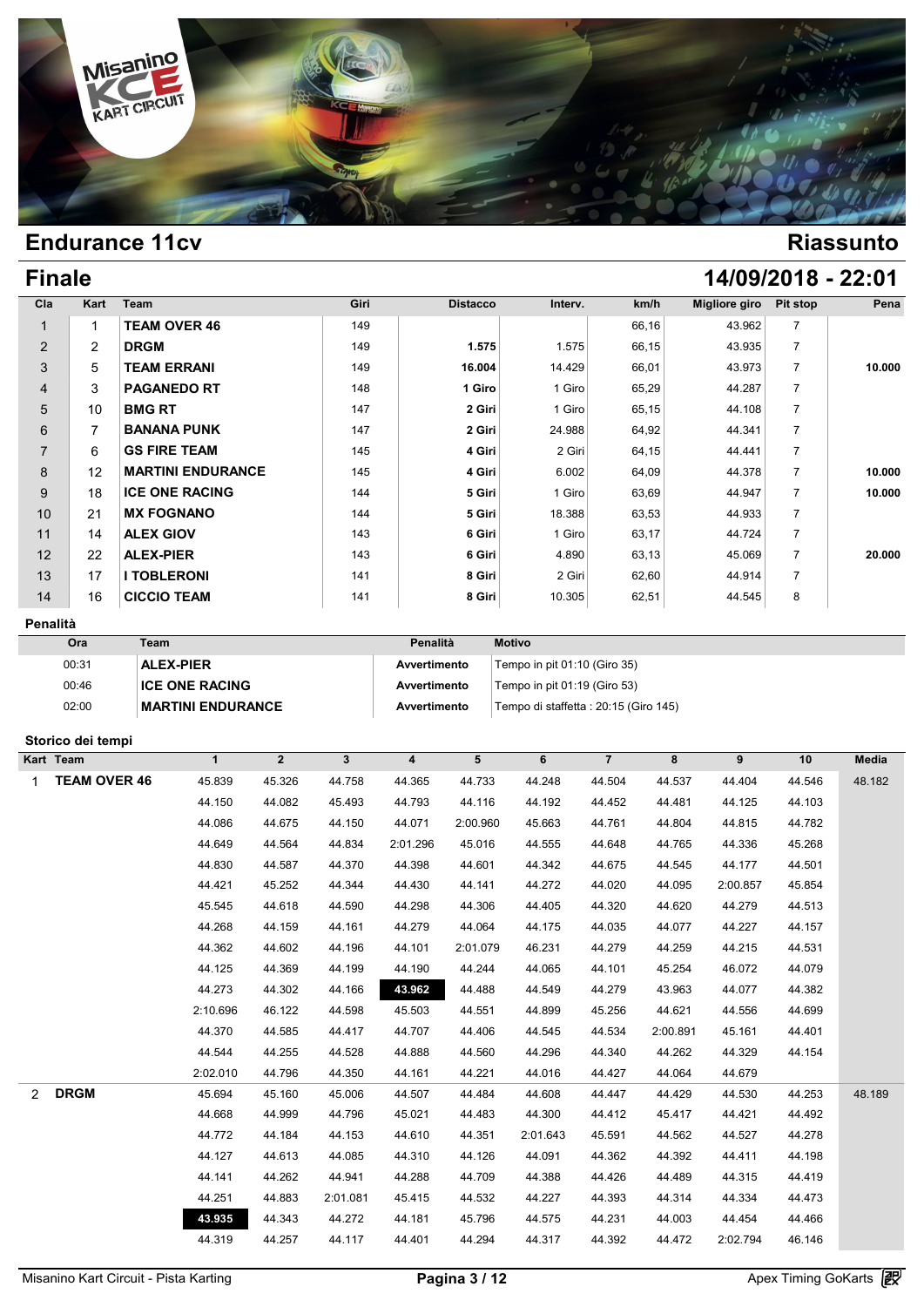# Endurance 11cv

## Riassunto

## Finale

**14/09/2018 - 22:01**

| Cla | Kart | Team | Giri | Distacco | Interv. | km/h | Migliore giro | Pit stop | Pena |
|---|---|---|---|---|---|---|---|---|---|
| 1 | 1 | TEAM OVER 46 | 149 | | | 66,16 | 43.962 | 7 | |
| 2 | 2 | DRGM | 149 | 1.575 | 1.575 | 66,15 | 43.935 | 7 | |
| 3 | 5 | TEAM ERRANI | 149 | 16.004 | 14.429 | 66,01 | 43.973 | 7 | 10.000 |
| 4 | 3 | PAGANEDO RT | 148 | 1 Giro | 1 Giro | 65,29 | 44.287 | 7 | |
| 5 | 10 | BMG RT | 147 | 2 Giri | 1 Giro | 65,15 | 44.108 | 7 | |
| 6 | 7 | BANANA PUNK | 147 | 2 Giri | 24.988 | 64,92 | 44.341 | 7 | |
| 7 | 6 | GS FIRE TEAM | 145 | 4 Giri | 2 Giri | 64,15 | 44.441 | 7 | |
| 8 | 12 | MARTINI ENDURANCE | 145 | 4 Giri | 6.002 | 64,09 | 44.378 | 7 | 10.000 |
| 9 | 18 | ICE ONE RACING | 144 | 5 Giri | 1 Giro | 63,69 | 44.947 | 7 | 10.000 |
| 10 | 21 | MX FOGNANO | 144 | 5 Giri | 18.388 | 63,53 | 44.933 | 7 | |
| 11 | 14 | ALEX GIOV | 143 | 6 Giri | 1 Giro | 63,17 | 44.724 | 7 | |
| 12 | 22 | ALEX-PIER | 143 | 6 Giri | 4.890 | 63,13 | 45.069 | 7 | 20.000 |
| 13 | 17 | I TOBLERONI | 141 | 8 Giri | 2 Giri | 62,60 | 44.914 | 7 | |
| 14 | 16 | CICCIO TEAM | 141 | 8 Giri | 10.305 | 62,51 | 44.545 | 8 | |

### Penalità

| Ora | Team | Penalità | Motivo |
|---|---|---|---|
| 00:31 | ALEX-PIER | Avvertimento | Tempo in pit 01:10 (Giro 35) |
| 00:46 | ICE ONE RACING | Avvertimento | Tempo in pit 01:19 (Giro 53) |
| 02:00 | MARTINI ENDURANCE | Avvertimento | Tempo di staffetta : 20:15 (Giro 145) |

### Storico dei tempi

| Kart | Team | 1 | 2 | 3 | 4 | 5 | 6 | 7 | 8 | 9 | 10 | Media |
|---|---|---|---|---|---|---|---|---|---|---|---|---|
| 1 | TEAM OVER 46 | 45.839 | 45.326 | 44.758 | 44.365 | 44.733 | 44.248 | 44.504 | 44.537 | 44.404 | 44.546 | 48.182 |
| | | 44.150 | 44.082 | 45.493 | 44.793 | 44.116 | 44.192 | 44.452 | 44.481 | 44.125 | 44.103 | |
| | | 44.086 | 44.675 | 44.150 | 44.071 | 2:00.960 | 45.663 | 44.761 | 44.804 | 44.815 | 44.782 | |
| | | 44.649 | 44.564 | 44.834 | 2:01.296 | 45.016 | 44.555 | 44.648 | 44.765 | 44.336 | 45.268 | |
| | | 44.830 | 44.587 | 44.370 | 44.398 | 44.601 | 44.342 | 44.675 | 44.545 | 44.177 | 44.501 | |
| | | 44.421 | 45.252 | 44.344 | 44.430 | 44.141 | 44.272 | 44.020 | 44.095 | 2:00.857 | 45.854 | |
| | | 45.545 | 44.618 | 44.590 | 44.298 | 44.306 | 44.405 | 44.320 | 44.620 | 44.279 | 44.513 | |
| | | 44.268 | 44.159 | 44.161 | 44.279 | 44.064 | 44.175 | 44.035 | 44.077 | 44.227 | 44.157 | |
| | | 44.362 | 44.602 | 44.196 | 44.101 | 2:01.079 | 46.231 | 44.279 | 44.259 | 44.215 | 44.531 | |
| | | 44.125 | 44.369 | 44.199 | 44.190 | 44.244 | 44.065 | 44.101 | 45.254 | 46.072 | 44.079 | |
| | | 44.273 | 44.302 | 44.166 | **43.962** | 44.488 | 44.549 | 44.279 | 43.963 | 44.077 | 44.382 | |
| | | 2:10.696 | 46.122 | 44.598 | 45.503 | 44.551 | 44.899 | 45.256 | 44.621 | 44.556 | 44.699 | |
| | | 44.370 | 44.585 | 44.417 | 44.707 | 44.406 | 44.545 | 44.534 | 2:00.891 | 45.161 | 44.401 | |
| | | 44.544 | 44.255 | 44.528 | 44.888 | 44.560 | 44.296 | 44.340 | 44.262 | 44.329 | 44.154 | |
| | | 2:02.010 | 44.796 | 44.350 | 44.161 | 44.221 | 44.016 | 44.427 | 44.064 | 44.679 | | |
| 2 | DRGM | 45.694 | 45.160 | 45.006 | 44.507 | 44.484 | 44.608 | 44.447 | 44.429 | 44.530 | 44.253 | 48.189 |
| | | 44.668 | 44.999 | 44.796 | 45.021 | 44.483 | 44.300 | 44.412 | 45.417 | 44.421 | 44.492 | |
| | | 44.772 | 44.184 | 44.153 | 44.610 | 44.351 | 2:01.643 | 45.591 | 44.562 | 44.527 | 44.278 | |
| | | 44.127 | 44.613 | 44.085 | 44.310 | 44.126 | 44.091 | 44.362 | 44.392 | 44.411 | 44.198 | |
| | | 44.141 | 44.262 | 44.941 | 44.288 | 44.709 | 44.388 | 44.426 | 44.489 | 44.315 | 44.419 | |
| | | 44.251 | 44.883 | 2:01.081 | 45.415 | 44.532 | 44.227 | 44.393 | 44.314 | 44.334 | 44.473 | |
| | | **43.935** | 44.343 | 44.272 | 44.181 | 45.796 | 44.575 | 44.231 | 44.003 | 44.454 | 44.466 | |
| | | 44.319 | 44.257 | 44.117 | 44.401 | 44.294 | 44.317 | 44.392 | 44.472 | 2:02.794 | 46.146 | |

Misanino Kart Circuit - Pista Karting — Apex Timing GoKarts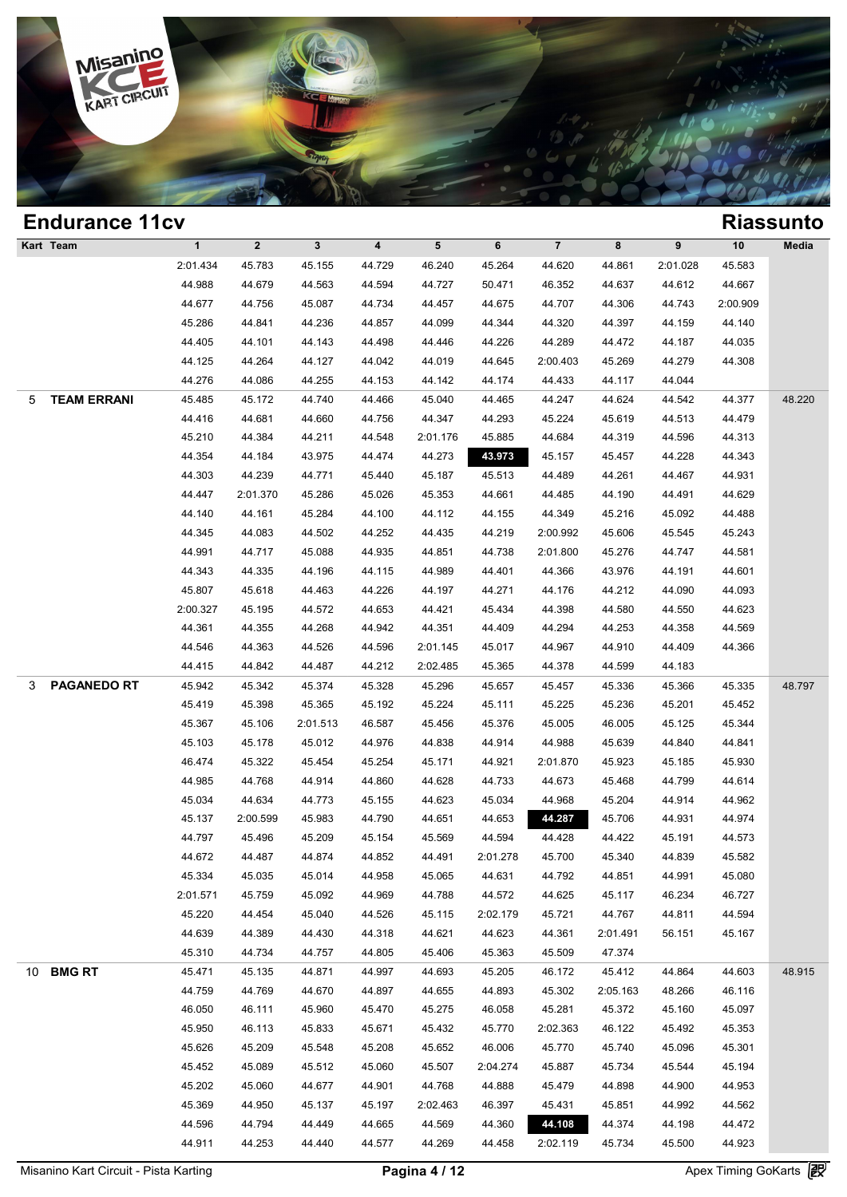## Endurance 11cv

## Riassunto

| Kart | Team | 1 | 2 | 3 | 4 | 5 | 6 | 7 | 8 | 9 | 10 | Media |
|---|---|---|---|---|---|---|---|---|---|---|---|---|
| | | 2:01.434 | 45.783 | 45.155 | 44.729 | 46.240 | 45.264 | 44.620 | 44.861 | 2:01.028 | 45.583 | |
| | | 44.988 | 44.679 | 44.563 | 44.594 | 44.727 | 50.471 | 46.352 | 44.637 | 44.612 | 44.667 | |
| | | 44.677 | 44.756 | 45.087 | 44.734 | 44.457 | 44.675 | 44.707 | 44.306 | 44.743 | 2:00.909 | |
| | | 45.286 | 44.841 | 44.236 | 44.857 | 44.099 | 44.344 | 44.320 | 44.397 | 44.159 | 44.140 | |
| | | 44.405 | 44.101 | 44.143 | 44.498 | 44.446 | 44.226 | 44.289 | 44.472 | 44.187 | 44.035 | |
| | | 44.125 | 44.264 | 44.127 | 44.042 | 44.019 | 44.645 | 2:00.403 | 45.269 | 44.279 | 44.308 | |
| | | 44.276 | 44.086 | 44.255 | 44.153 | 44.142 | 44.174 | 44.433 | 44.117 | 44.044 | | |
| 5 | **TEAM ERRANI** | 45.485 | 45.172 | 44.740 | 44.466 | 45.040 | 44.465 | 44.247 | 44.624 | 44.542 | 44.377 | 48.220 |
| | | 44.416 | 44.681 | 44.660 | 44.756 | 44.347 | 44.293 | 45.224 | 45.619 | 44.513 | 44.479 | |
| | | 45.210 | 44.384 | 44.211 | 44.548 | 2:01.176 | 45.885 | 44.684 | 44.319 | 44.596 | 44.313 | |
| | | 44.354 | 44.184 | 43.975 | 44.474 | 44.273 | **43.973** | 45.157 | 45.457 | 44.228 | 44.343 | |
| | | 44.303 | 44.239 | 44.771 | 45.440 | 45.187 | 45.513 | 44.489 | 44.261 | 44.467 | 44.931 | |
| | | 44.447 | 2:01.370 | 45.286 | 45.026 | 45.353 | 44.661 | 44.485 | 44.190 | 44.491 | 44.629 | |
| | | 44.140 | 44.161 | 45.284 | 44.100 | 44.112 | 44.155 | 44.349 | 45.216 | 45.092 | 44.488 | |
| | | 44.345 | 44.083 | 44.502 | 44.252 | 44.435 | 44.219 | 2:00.992 | 45.606 | 45.545 | 45.243 | |
| | | 44.991 | 44.717 | 45.088 | 44.935 | 44.851 | 44.738 | 2:01.800 | 45.276 | 44.747 | 44.581 | |
| | | 44.343 | 44.335 | 44.196 | 44.115 | 44.989 | 44.401 | 44.366 | 43.976 | 44.191 | 44.601 | |
| | | 45.807 | 45.618 | 44.463 | 44.226 | 44.197 | 44.271 | 44.176 | 44.212 | 44.090 | 44.093 | |
| | | 2:00.327 | 45.195 | 44.572 | 44.653 | 44.421 | 45.434 | 44.398 | 44.580 | 44.550 | 44.623 | |
| | | 44.361 | 44.355 | 44.268 | 44.942 | 44.351 | 44.409 | 44.294 | 44.253 | 44.358 | 44.569 | |
| | | 44.546 | 44.363 | 44.526 | 44.596 | 2:01.145 | 45.017 | 44.967 | 44.910 | 44.409 | 44.366 | |
| | | 44.415 | 44.842 | 44.487 | 44.212 | 2:02.485 | 45.365 | 44.378 | 44.599 | 44.183 | | |
| 3 | **PAGANEDO RT** | 45.942 | 45.342 | 45.374 | 45.328 | 45.296 | 45.657 | 45.457 | 45.336 | 45.366 | 45.335 | 48.797 |
| | | 45.419 | 45.398 | 45.365 | 45.192 | 45.224 | 45.111 | 45.225 | 45.236 | 45.201 | 45.452 | |
| | | 45.367 | 45.106 | 2:01.513 | 46.587 | 45.456 | 45.376 | 45.005 | 46.005 | 45.125 | 45.344 | |
| | | 45.103 | 45.178 | 45.012 | 44.976 | 44.838 | 44.914 | 44.988 | 45.639 | 44.840 | 44.841 | |
| | | 46.474 | 45.322 | 45.454 | 45.254 | 45.171 | 44.921 | 2:01.870 | 45.923 | 45.185 | 45.930 | |
| | | 44.985 | 44.768 | 44.914 | 44.860 | 44.628 | 44.733 | 44.673 | 45.468 | 44.799 | 44.614 | |
| | | 45.034 | 44.634 | 44.773 | 45.155 | 44.623 | 45.034 | 44.968 | 45.204 | 44.914 | 44.962 | |
| | | 45.137 | 2:00.599 | 45.983 | 44.790 | 44.651 | 44.653 | **44.287** | 45.706 | 44.931 | 44.974 | |
| | | 44.797 | 45.496 | 45.209 | 45.154 | 45.569 | 44.594 | 44.428 | 44.422 | 45.191 | 44.573 | |
| | | 44.672 | 44.487 | 44.874 | 44.852 | 44.491 | 2:01.278 | 45.700 | 45.340 | 44.839 | 45.582 | |
| | | 45.334 | 45.035 | 45.014 | 44.958 | 45.065 | 44.631 | 44.792 | 44.851 | 44.991 | 45.080 | |
| | | 2:01.571 | 45.759 | 45.092 | 44.969 | 44.788 | 44.572 | 44.625 | 45.117 | 46.234 | 46.727 | |
| | | 45.220 | 44.454 | 45.040 | 44.526 | 45.115 | 2:02.179 | 45.721 | 44.767 | 44.811 | 44.594 | |
| | | 44.639 | 44.389 | 44.430 | 44.318 | 44.621 | 44.623 | 44.361 | 2:01.491 | 56.151 | 45.167 | |
| | | 45.310 | 44.734 | 44.757 | 44.805 | 45.406 | 45.363 | 45.509 | 47.374 | | | |
| 10 | **BMG RT** | 45.471 | 45.135 | 44.871 | 44.997 | 44.693 | 45.205 | 46.172 | 45.412 | 44.864 | 44.603 | 48.915 |
| | | 44.759 | 44.769 | 44.670 | 44.897 | 44.655 | 44.893 | 45.302 | 2:05.163 | 48.266 | 46.116 | |
| | | 46.050 | 46.111 | 45.960 | 45.470 | 45.275 | 46.058 | 45.281 | 45.372 | 45.160 | 45.097 | |
| | | 45.950 | 46.113 | 45.833 | 45.671 | 45.432 | 45.770 | 2:02.363 | 46.122 | 45.492 | 45.353 | |
| | | 45.626 | 45.209 | 45.548 | 45.208 | 45.652 | 46.006 | 45.770 | 45.740 | 45.096 | 45.301 | |
| | | 45.452 | 45.089 | 45.512 | 45.060 | 45.507 | 2:04.274 | 45.887 | 45.734 | 45.544 | 45.194 | |
| | | 45.202 | 45.060 | 44.677 | 44.901 | 44.768 | 44.888 | 45.479 | 44.898 | 44.900 | 44.953 | |
| | | 45.369 | 44.950 | 45.137 | 45.197 | 2:02.463 | 46.397 | 45.431 | 45.851 | 44.992 | 44.562 | |
| | | 44.596 | 44.794 | 44.449 | 44.665 | 44.569 | 44.360 | **44.108** | 44.374 | 44.198 | 44.472 | |
| | | 44.911 | 44.253 | 44.440 | 44.577 | 44.269 | 44.458 | 2:02.119 | 45.734 | 45.500 | 44.923 | |

Misanino Kart Circuit - Pista Karting

Apex Timing GoKarts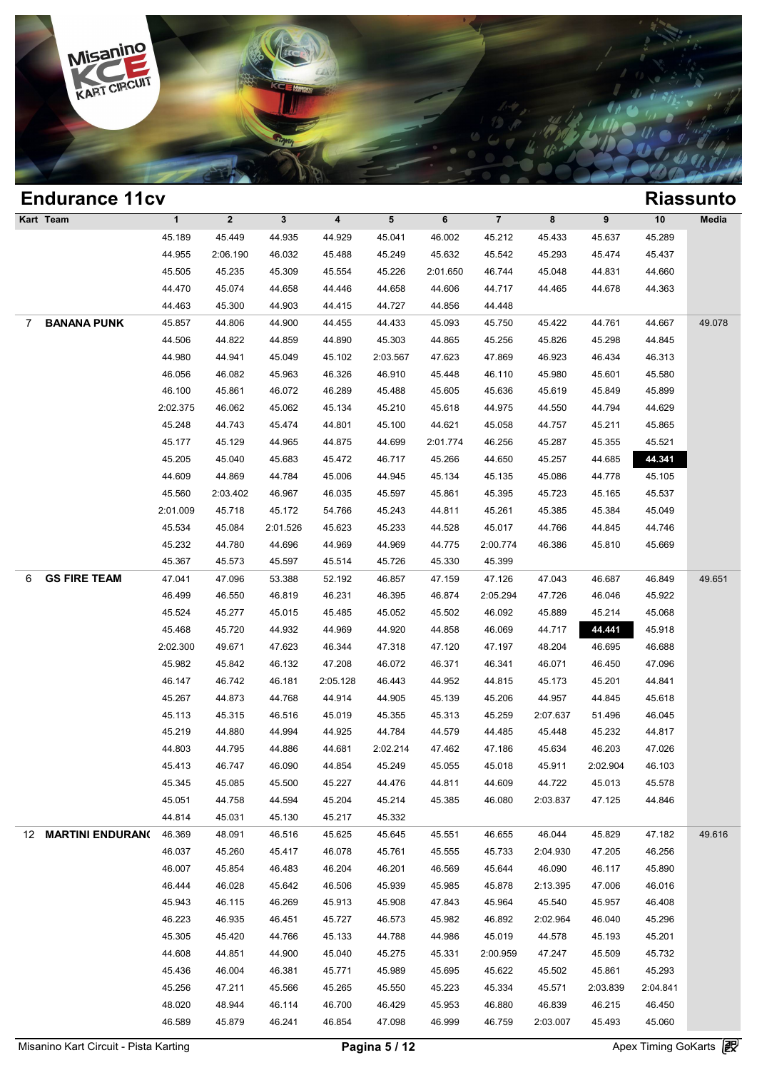## Endurance 11cv

## Riassunto

| Kart | Team | 1 | 2 | 3 | 4 | 5 | 6 | 7 | 8 | 9 | 10 | Media |
|---|---|---|---|---|---|---|---|---|---|---|---|---|
| | | 45.189 | 45.449 | 44.935 | 44.929 | 45.041 | 46.002 | 45.212 | 45.433 | 45.637 | 45.289 | |
| | | 44.955 | 2:06.190 | 46.032 | 45.488 | 45.249 | 45.632 | 45.542 | 45.293 | 45.474 | 45.437 | |
| | | 45.505 | 45.235 | 45.309 | 45.554 | 45.226 | 2:01.650 | 46.744 | 45.048 | 44.831 | 44.660 | |
| | | 44.470 | 45.074 | 44.658 | 44.446 | 44.658 | 44.606 | 44.717 | 44.465 | 44.678 | 44.363 | |
| | | 44.463 | 45.300 | 44.903 | 44.415 | 44.727 | 44.856 | 44.448 | | | | |
| 7 | **BANANA PUNK** | 45.857 | 44.806 | 44.900 | 44.455 | 44.433 | 45.093 | 45.750 | 45.422 | 44.761 | 44.667 | 49.078 |
| | | 44.506 | 44.822 | 44.859 | 44.890 | 45.303 | 44.865 | 45.256 | 45.826 | 45.298 | 44.845 | |
| | | 44.980 | 44.941 | 45.049 | 45.102 | 2:03.567 | 47.623 | 47.869 | 46.923 | 46.434 | 46.313 | |
| | | 46.056 | 46.082 | 45.963 | 46.326 | 46.910 | 45.448 | 46.110 | 45.980 | 45.601 | 45.580 | |
| | | 46.100 | 45.861 | 46.072 | 46.289 | 45.488 | 45.605 | 45.636 | 45.619 | 45.849 | 45.899 | |
| | | 2:02.375 | 46.062 | 45.062 | 45.134 | 45.210 | 45.618 | 44.975 | 44.550 | 44.794 | 44.629 | |
| | | 45.248 | 44.743 | 45.474 | 44.801 | 45.100 | 44.621 | 45.058 | 44.757 | 45.211 | 45.865 | |
| | | 45.177 | 45.129 | 44.965 | 44.875 | 44.699 | 2:01.774 | 46.256 | 45.287 | 45.355 | 45.521 | |
| | | 45.205 | 45.040 | 45.683 | 45.472 | 46.717 | 45.266 | 44.650 | 45.257 | 44.685 | **44.341** | |
| | | 44.609 | 44.869 | 44.784 | 45.006 | 44.945 | 45.134 | 45.135 | 45.086 | 44.778 | 45.105 | |
| | | 45.560 | 2:03.402 | 46.967 | 46.035 | 45.597 | 45.861 | 45.395 | 45.723 | 45.165 | 45.537 | |
| | | 2:01.009 | 45.718 | 45.172 | 54.766 | 45.243 | 44.811 | 45.261 | 45.385 | 45.384 | 45.049 | |
| | | 45.534 | 45.084 | 2:01.526 | 45.623 | 45.233 | 44.528 | 45.017 | 44.766 | 44.845 | 44.746 | |
| | | 45.232 | 44.780 | 44.696 | 44.969 | 44.969 | 44.775 | 2:00.774 | 46.386 | 45.810 | 45.669 | |
| | | 45.367 | 45.573 | 45.597 | 45.514 | 45.726 | 45.330 | 45.399 | | | | |
| 6 | **GS FIRE TEAM** | 47.041 | 47.096 | 53.388 | 52.192 | 46.857 | 47.159 | 47.126 | 47.043 | 46.687 | 46.849 | 49.651 |
| | | 46.499 | 46.550 | 46.819 | 46.231 | 46.395 | 46.874 | 2:05.294 | 47.726 | 46.046 | 45.922 | |
| | | 45.524 | 45.277 | 45.015 | 45.485 | 45.052 | 45.502 | 46.092 | 45.889 | 45.214 | 45.068 | |
| | | 45.468 | 45.720 | 44.932 | 44.969 | 44.920 | 44.858 | 46.069 | 44.717 | **44.441** | 45.918 | |
| | | 2:02.300 | 49.671 | 47.623 | 46.344 | 47.318 | 47.120 | 47.197 | 48.204 | 46.695 | 46.688 | |
| | | 45.982 | 45.842 | 46.132 | 47.208 | 46.072 | 46.371 | 46.341 | 46.071 | 46.450 | 47.096 | |
| | | 46.147 | 46.742 | 46.181 | 2:05.128 | 46.443 | 44.952 | 44.815 | 45.173 | 45.201 | 44.841 | |
| | | 45.267 | 44.873 | 44.768 | 44.914 | 44.905 | 45.139 | 45.206 | 44.957 | 44.845 | 45.618 | |
| | | 45.113 | 45.315 | 46.516 | 45.019 | 45.355 | 45.313 | 45.259 | 2:07.637 | 51.496 | 46.045 | |
| | | 45.219 | 44.880 | 44.994 | 44.925 | 44.784 | 44.579 | 44.485 | 45.448 | 45.232 | 44.817 | |
| | | 44.803 | 44.795 | 44.886 | 44.681 | 2:02.214 | 47.462 | 47.186 | 45.634 | 46.203 | 47.026 | |
| | | 45.413 | 46.747 | 46.090 | 44.854 | 45.249 | 45.055 | 45.018 | 45.911 | 2:02.904 | 46.103 | |
| | | 45.345 | 45.085 | 45.500 | 45.227 | 44.476 | 44.811 | 44.609 | 44.722 | 45.013 | 45.578 | |
| | | 45.051 | 44.758 | 44.594 | 45.204 | 45.214 | 45.385 | 46.080 | 2:03.837 | 47.125 | 44.846 | |
| | | 44.814 | 45.031 | 45.130 | 45.217 | 45.332 | | | | | | |
| 12 | **MARTINI ENDURAN(** | 46.369 | 48.091 | 46.516 | 45.625 | 45.645 | 45.551 | 46.655 | 46.044 | 45.829 | 47.182 | 49.616 |
| | | 46.037 | 45.260 | 45.417 | 46.078 | 45.761 | 45.555 | 45.733 | 2:04.930 | 47.205 | 46.256 | |
| | | 46.007 | 45.854 | 46.483 | 46.204 | 46.201 | 46.569 | 45.644 | 46.090 | 46.117 | 45.890 | |
| | | 46.444 | 46.028 | 45.642 | 46.506 | 45.939 | 45.985 | 45.878 | 2:13.395 | 47.006 | 46.016 | |
| | | 45.943 | 46.115 | 46.269 | 45.913 | 45.908 | 47.843 | 45.964 | 45.540 | 45.957 | 46.408 | |
| | | 46.223 | 46.935 | 46.451 | 45.727 | 46.573 | 45.982 | 46.892 | 2:02.964 | 46.040 | 45.296 | |
| | | 45.305 | 45.420 | 44.766 | 45.133 | 44.788 | 44.986 | 45.019 | 44.578 | 45.193 | 45.201 | |
| | | 44.608 | 44.851 | 44.900 | 45.040 | 45.275 | 45.331 | 2:00.959 | 47.247 | 45.509 | 45.732 | |
| | | 45.436 | 46.004 | 46.381 | 45.771 | 45.989 | 45.695 | 45.622 | 45.502 | 45.861 | 45.293 | |
| | | 45.256 | 47.211 | 45.566 | 45.265 | 45.550 | 45.223 | 45.334 | 45.571 | 2:03.839 | 2:04.841 | |
| | | 48.020 | 48.944 | 46.114 | 46.700 | 46.429 | 45.953 | 46.880 | 46.839 | 46.215 | 46.450 | |
| | | 46.589 | 45.879 | 46.241 | 46.854 | 47.098 | 46.999 | 46.759 | 2:03.007 | 45.493 | 45.060 | |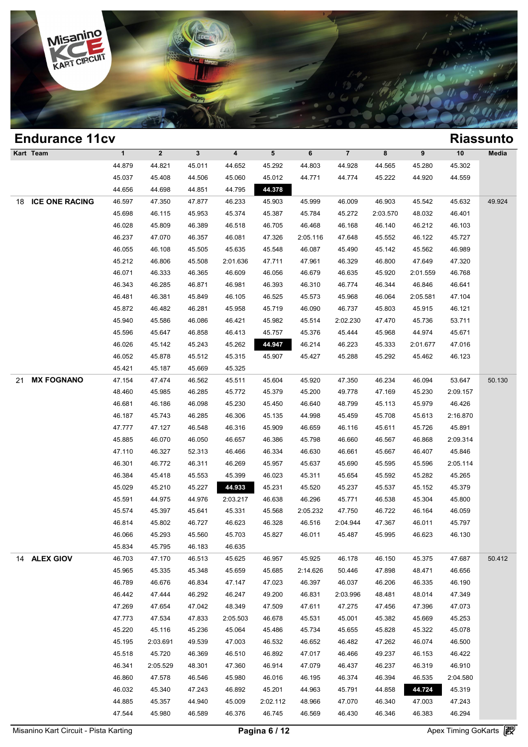## Endurance 11cv

## Riassunto

| Kart | Team | 1 | 2 | 3 | 4 | 5 | 6 | 7 | 8 | 9 | 10 | Media |
|---|---|---|---|---|---|---|---|---|---|---|---|---|
| | | 44.879 | 44.821 | 45.011 | 44.652 | 45.292 | 44.803 | 44.928 | 44.565 | 45.280 | 45.302 | |
| | | 45.037 | 45.408 | 44.506 | 45.060 | 45.012 | 44.771 | 44.774 | 45.222 | 44.920 | 44.559 | |
| | | 44.656 | 44.698 | 44.851 | 44.795 | **44.378** | | | | | | |
| 18 | ICE ONE RACING | 46.597 | 47.350 | 47.877 | 46.233 | 45.903 | 45.999 | 46.009 | 46.903 | 45.542 | 45.632 | 49.924 |
| | | 45.698 | 46.115 | 45.953 | 45.374 | 45.387 | 45.784 | 45.272 | 2:03.570 | 48.032 | 46.401 | |
| | | 46.028 | 45.809 | 46.389 | 46.518 | 46.705 | 46.468 | 46.168 | 46.140 | 46.212 | 46.103 | |
| | | 46.237 | 47.070 | 46.357 | 46.081 | 47.326 | 2:05.116 | 47.648 | 45.552 | 46.122 | 45.727 | |
| | | 46.055 | 46.108 | 45.505 | 45.635 | 45.548 | 46.087 | 45.490 | 45.142 | 45.562 | 46.989 | |
| | | 45.212 | 46.806 | 45.508 | 2:01.636 | 47.711 | 47.961 | 46.329 | 46.800 | 47.649 | 47.320 | |
| | | 46.071 | 46.333 | 46.365 | 46.609 | 46.056 | 46.679 | 46.635 | 45.920 | 2:01.559 | 46.768 | |
| | | 46.343 | 46.285 | 46.871 | 46.981 | 46.393 | 46.310 | 46.774 | 46.344 | 46.846 | 46.641 | |
| | | 46.481 | 46.381 | 45.849 | 46.105 | 46.525 | 45.573 | 45.968 | 46.064 | 2:05.581 | 47.104 | |
| | | 45.872 | 46.482 | 46.281 | 45.958 | 45.719 | 46.090 | 46.737 | 45.803 | 45.915 | 46.121 | |
| | | 45.940 | 45.586 | 46.086 | 46.421 | 45.982 | 45.514 | 2:02.230 | 47.470 | 45.736 | 53.711 | |
| | | 45.596 | 45.647 | 46.858 | 46.413 | 45.757 | 45.376 | 45.444 | 45.968 | 44.974 | 45.671 | |
| | | 46.026 | 45.142 | 45.243 | 45.262 | **44.947** | 46.214 | 46.223 | 45.333 | 2:01.677 | 47.016 | |
| | | 46.052 | 45.878 | 45.512 | 45.315 | 45.907 | 45.427 | 45.288 | 45.292 | 45.462 | 46.123 | |
| | | 45.421 | 45.187 | 45.669 | 45.325 | | | | | | | |
| 21 | MX FOGNANO | 47.154 | 47.474 | 46.562 | 45.511 | 45.604 | 45.920 | 47.350 | 46.234 | 46.094 | 53.647 | 50.130 |
| | | 48.460 | 45.985 | 46.285 | 45.772 | 45.379 | 45.200 | 49.778 | 47.169 | 45.230 | 2:09.157 | |
| | | 46.681 | 46.186 | 46.098 | 45.230 | 45.450 | 46.640 | 48.799 | 45.113 | 45.979 | 46.426 | |
| | | 46.187 | 45.743 | 46.285 | 46.306 | 45.135 | 44.998 | 45.459 | 45.708 | 45.613 | 2:16.870 | |
| | | 47.777 | 47.127 | 46.548 | 46.316 | 45.909 | 46.659 | 46.116 | 45.611 | 45.726 | 45.891 | |
| | | 45.885 | 46.070 | 46.050 | 46.657 | 46.386 | 45.798 | 46.660 | 46.567 | 46.868 | 2:09.314 | |
| | | 47.110 | 46.327 | 52.313 | 46.466 | 46.334 | 46.630 | 46.661 | 45.667 | 46.407 | 45.846 | |
| | | 46.301 | 46.772 | 46.311 | 46.269 | 45.957 | 45.637 | 45.690 | 45.595 | 45.596 | 2:05.114 | |
| | | 46.384 | 45.418 | 45.553 | 45.399 | 46.023 | 45.311 | 45.654 | 45.592 | 45.282 | 45.265 | |
| | | 45.029 | 45.210 | 45.227 | **44.933** | 45.231 | 45.520 | 45.237 | 45.537 | 45.152 | 45.379 | |
| | | 45.591 | 44.975 | 44.976 | 2:03.217 | 46.638 | 46.296 | 45.771 | 46.538 | 45.304 | 45.800 | |
| | | 45.574 | 45.397 | 45.641 | 45.331 | 45.568 | 2:05.232 | 47.750 | 46.722 | 46.164 | 46.059 | |
| | | 46.814 | 45.802 | 46.727 | 46.623 | 46.328 | 46.516 | 2:04.944 | 47.367 | 46.011 | 45.797 | |
| | | 46.066 | 45.293 | 45.560 | 45.703 | 45.827 | 46.011 | 45.487 | 45.995 | 46.623 | 46.130 | |
| | | 45.834 | 45.795 | 46.183 | 46.635 | | | | | | | |
| 14 | ALEX GIOV | 46.703 | 47.170 | 46.513 | 45.625 | 46.957 | 45.925 | 46.178 | 46.150 | 45.375 | 47.687 | 50.412 |
| | | 45.965 | 45.335 | 45.348 | 45.659 | 45.685 | 2:14.626 | 50.446 | 47.898 | 48.471 | 46.656 | |
| | | 46.789 | 46.676 | 46.834 | 47.147 | 47.023 | 46.397 | 46.037 | 46.206 | 46.335 | 46.190 | |
| | | 46.442 | 47.444 | 46.292 | 46.247 | 49.200 | 46.831 | 2:03.996 | 48.481 | 48.014 | 47.349 | |
| | | 47.269 | 47.654 | 47.042 | 48.349 | 47.509 | 47.611 | 47.275 | 47.456 | 47.396 | 47.073 | |
| | | 47.773 | 47.534 | 47.833 | 2:05.503 | 46.678 | 45.531 | 45.001 | 45.382 | 45.669 | 45.253 | |
| | | 45.220 | 45.116 | 45.236 | 45.064 | 45.486 | 45.734 | 45.655 | 45.828 | 45.322 | 45.078 | |
| | | 45.195 | 2:03.691 | 49.539 | 47.003 | 46.532 | 46.652 | 46.482 | 47.262 | 46.074 | 46.500 | |
| | | 45.518 | 45.720 | 46.369 | 46.510 | 46.892 | 47.017 | 46.466 | 49.237 | 46.153 | 46.422 | |
| | | 46.341 | 2:05.529 | 48.301 | 47.360 | 46.914 | 47.079 | 46.437 | 46.237 | 46.319 | 46.910 | |
| | | 46.860 | 47.578 | 46.546 | 45.980 | 46.016 | 46.195 | 46.374 | 46.394 | 46.535 | 2:04.580 | |
| | | 46.032 | 45.340 | 47.243 | 46.892 | 45.201 | 44.963 | 45.791 | 44.858 | **44.724** | 45.319 | |
| | | 44.885 | 45.357 | 44.940 | 45.009 | 2:02.112 | 48.966 | 47.070 | 46.340 | 47.003 | 47.243 | |
| | | 47.544 | 45.980 | 46.589 | 46.376 | 46.745 | 46.569 | 46.430 | 46.346 | 46.383 | 46.294 | |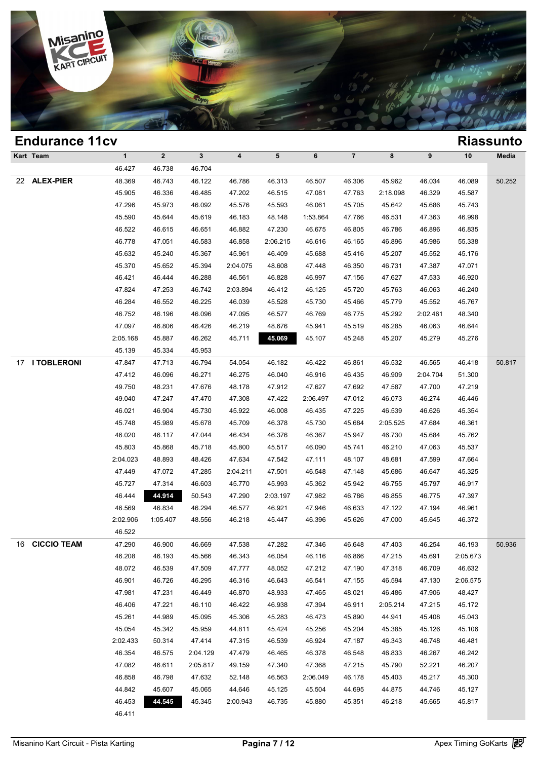# Endurance 11cv

## Riassunto

| Kart | Team | 1 | 2 | 3 | 4 | 5 | 6 | 7 | 8 | 9 | 10 | Media |
|---|---|---|---|---|---|---|---|---|---|---|---|---|
| | | 46.427 | 46.738 | 46.704 | | | | | | | | |
| 22 | **ALEX-PIER** | 48.369 | 46.743 | 46.122 | 46.786 | 46.313 | 46.507 | 46.306 | 45.962 | 46.034 | 46.089 | 50.252 |
| | | 45.905 | 46.336 | 46.485 | 47.202 | 46.515 | 47.081 | 47.763 | 2:18.098 | 46.329 | 45.587 | |
| | | 47.296 | 45.973 | 46.092 | 45.576 | 45.593 | 46.061 | 45.705 | 45.642 | 45.686 | 45.743 | |
| | | 45.590 | 45.644 | 45.619 | 46.183 | 48.148 | 1:53.864 | 47.766 | 46.531 | 47.363 | 46.998 | |
| | | 46.522 | 46.615 | 46.651 | 46.882 | 47.230 | 46.675 | 46.805 | 46.786 | 46.896 | 46.835 | |
| | | 46.778 | 47.051 | 46.583 | 46.858 | 2:06.215 | 46.616 | 46.165 | 46.896 | 45.986 | 55.338 | |
| | | 45.632 | 45.240 | 45.367 | 45.961 | 46.409 | 45.688 | 45.416 | 45.207 | 45.552 | 45.176 | |
| | | 45.370 | 45.652 | 45.394 | 2:04.075 | 48.608 | 47.448 | 46.350 | 46.731 | 47.387 | 47.071 | |
| | | 46.421 | 46.444 | 46.288 | 46.561 | 46.828 | 46.997 | 47.156 | 47.627 | 47.533 | 46.920 | |
| | | 47.824 | 47.253 | 46.742 | 2:03.894 | 46.412 | 46.125 | 45.720 | 45.763 | 46.063 | 46.240 | |
| | | 46.284 | 46.552 | 46.225 | 46.039 | 45.528 | 45.730 | 45.466 | 45.779 | 45.552 | 45.767 | |
| | | 46.752 | 46.196 | 46.096 | 47.095 | 46.577 | 46.769 | 46.775 | 45.292 | 2:02.461 | 48.340 | |
| | | 47.097 | 46.806 | 46.426 | 46.219 | 48.676 | 45.941 | 45.519 | 46.285 | 46.063 | 46.644 | |
| | | 2:05.168 | 45.887 | 46.262 | 45.711 | **45.069** | 45.107 | 45.248 | 45.207 | 45.279 | 45.276 | |
| | | 45.139 | 45.334 | 45.953 | | | | | | | | |
| 17 | **I TOBLERONI** | 47.847 | 47.713 | 46.794 | 54.054 | 46.182 | 46.422 | 46.861 | 46.532 | 46.565 | 46.418 | 50.817 |
| | | 47.412 | 46.096 | 46.271 | 46.275 | 46.040 | 46.916 | 46.435 | 46.909 | 2:04.704 | 51.300 | |
| | | 49.750 | 48.231 | 47.676 | 48.178 | 47.912 | 47.627 | 47.692 | 47.587 | 47.700 | 47.219 | |
| | | 49.040 | 47.247 | 47.470 | 47.308 | 47.422 | 2:06.497 | 47.012 | 46.073 | 46.274 | 46.446 | |
| | | 46.021 | 46.904 | 45.730 | 45.922 | 46.008 | 46.435 | 47.225 | 46.539 | 46.626 | 45.354 | |
| | | 45.748 | 45.989 | 45.678 | 45.709 | 46.378 | 45.730 | 45.684 | 2:05.525 | 47.684 | 46.361 | |
| | | 46.020 | 46.117 | 47.044 | 46.434 | 46.376 | 46.367 | 45.947 | 46.730 | 45.684 | 45.762 | |
| | | 45.803 | 45.868 | 45.718 | 45.800 | 45.517 | 46.090 | 45.741 | 46.210 | 47.063 | 45.537 | |
| | | 2:04.023 | 48.893 | 48.426 | 47.634 | 47.542 | 47.111 | 48.107 | 48.681 | 47.599 | 47.664 | |
| | | 47.449 | 47.072 | 47.285 | 2:04.211 | 47.501 | 46.548 | 47.148 | 45.686 | 46.647 | 45.325 | |
| | | 45.727 | 47.314 | 46.603 | 45.770 | 45.993 | 45.362 | 45.942 | 46.755 | 45.797 | 46.917 | |
| | | 46.444 | **44.914** | 50.543 | 47.290 | 2:03.197 | 47.982 | 46.786 | 46.855 | 46.775 | 47.397 | |
| | | 46.569 | 46.834 | 46.294 | 46.577 | 46.921 | 47.946 | 46.633 | 47.122 | 47.194 | 46.961 | |
| | | 2:02.906 | 1:05.407 | 48.556 | 46.218 | 45.447 | 46.396 | 45.626 | 47.000 | 45.645 | 46.372 | |
| | | 46.522 | | | | | | | | | | |
| 16 | **CICCIO TEAM** | 47.290 | 46.900 | 46.669 | 47.538 | 47.282 | 47.346 | 46.648 | 47.403 | 46.254 | 46.193 | 50.936 |
| | | 46.208 | 46.193 | 45.566 | 46.343 | 46.054 | 46.116 | 46.866 | 47.215 | 45.691 | 2:05.673 | |
| | | 48.072 | 46.539 | 47.509 | 47.777 | 48.052 | 47.212 | 47.190 | 47.318 | 46.709 | 46.632 | |
| | | 46.901 | 46.726 | 46.295 | 46.316 | 46.643 | 46.541 | 47.155 | 46.594 | 47.130 | 2:06.575 | |
| | | 47.981 | 47.231 | 46.449 | 46.870 | 48.933 | 47.465 | 48.021 | 46.486 | 47.906 | 48.427 | |
| | | 46.406 | 47.221 | 46.110 | 46.422 | 46.938 | 47.394 | 46.911 | 2:05.214 | 47.215 | 45.172 | |
| | | 45.261 | 44.989 | 45.095 | 45.306 | 45.283 | 46.473 | 45.890 | 44.941 | 45.408 | 45.043 | |
| | | 45.054 | 45.342 | 45.959 | 44.811 | 45.424 | 45.256 | 45.204 | 45.385 | 45.126 | 45.106 | |
| | | 2:02.433 | 50.314 | 47.414 | 47.315 | 46.539 | 46.924 | 47.187 | 46.343 | 46.748 | 46.481 | |
| | | 46.354 | 46.575 | 2:04.129 | 47.479 | 46.465 | 46.378 | 46.548 | 46.833 | 46.267 | 46.242 | |
| | | 47.082 | 46.611 | 2:05.817 | 49.159 | 47.340 | 47.368 | 47.215 | 45.790 | 52.221 | 46.207 | |
| | | 46.858 | 46.798 | 47.632 | 52.148 | 46.563 | 2:06.049 | 46.178 | 45.403 | 45.217 | 45.300 | |
| | | 44.842 | 45.607 | 45.065 | 44.646 | 45.125 | 45.504 | 44.695 | 44.875 | 44.746 | 45.127 | |
| | | 46.453 | **44.545** | 45.345 | 2:00.943 | 46.735 | 45.880 | 45.351 | 46.218 | 45.665 | 45.817 | |
| | | 46.411 | | | | | | | | | | |

Misanino Kart Circuit - Pista Karting | Apex Timing GoKarts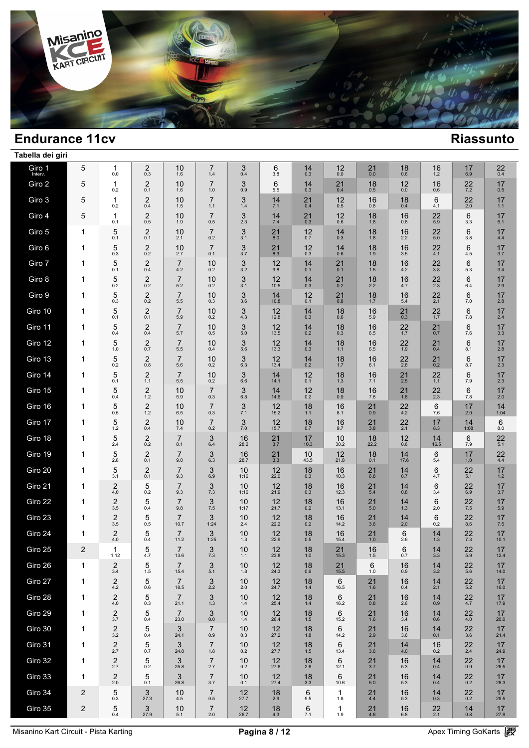## Endurance 11cv

## Riassunto

**Tabella dei giri**

| Giro | | | | | | | | | | | | | | |
|---|---|---|---|---|---|---|---|---|---|---|---|---|---|---|
| Giro 1 Interv. | 5 | 1 0.0 | 2 0.3 | 10 1.6 | 7 1.4 | 3 0.4 | 6 3.8 | 14 0.3 | 12 0.0 | 21 0.0 | 18 0.6 | 16 1.2 | 17 6.9 | 22 0.4 |
| Giro 2 | 5 | 1 0.2 | 2 0.1 | 10 1.6 | 7 1.0 | 3 0.9 | 6 5.5 | 14 0.3 | 21 0.4 | 18 0.5 | 12 0.0 | 16 0.6 | 22 7.2 | 17 0.5 |
| Giro 3 | 5 | 1 0.2 | 2 0.4 | 10 1.5 | 7 1.1 | 3 1.4 | 14 7.1 | 21 0.4 | 12 0.5 | 16 0.8 | 18 0.4 | 6 4.1 | 22 2.0 | 17 1.1 |
| Giro 4 | 5 | 1 0.1 | 2 0.5 | 10 1.9 | 7 0.5 | 3 2.3 | 14 7.4 | 21 0.3 | 12 0.6 | 18 1.8 | 16 0.8 | 22 5.9 | 6 3.3 | 17 5.1 |
| Giro 5 | 1 | 5 0.1 | 2 0.1 | 10 2.1 | 7 0.2 | 3 3.1 | 21 8.0 | 12 0.7 | 14 0.3 | 18 1.8 | 16 2.2 | 22 5.0 | 6 3.8 | 17 4.4 |
| Giro 6 | 1 | 5 0.3 | 2 0.2 | 10 2.7 | 7 0.1 | 3 3.7 | 21 8.3 | 12 0.3 | 14 0.6 | 18 1.9 | 16 3.5 | 22 4.1 | 6 4.5 | 17 3.7 |
| Giro 7 | 1 | 5 0.1 | 2 0.4 | 7 4.2 | 10 0.2 | 3 3.2 | 12 9.8 | 14 0.1 | 21 0.1 | 18 1.5 | 16 4.2 | 22 3.8 | 6 5.3 | 17 3.4 |
| Giro 8 | 1 | 5 0.2 | 2 0.2 | 7 5.2 | 10 0.2 | 3 3.1 | 12 10.5 | 14 0.3 | 21 0.2 | 18 2.2 | 16 4.7 | 22 2.3 | 6 6.4 | 17 2.9 |
| Giro 9 | 1 | 5 0.3 | 2 0.2 | 7 5.5 | 10 0.3 | 3 3.6 | 14 10.8 | 12 0.1 | 21 0.8 | 18 1.7 | 16 5.4 | 22 2.1 | 6 7.0 | 17 2.8 |
| Giro 10 | 1 | 5 0.1 | 2 0.1 | 7 5.9 | 10 0.2 | 3 4.3 | 12 12.8 | 14 0.3 | 18 0.6 | 16 5.9 | 21 0.3 | 22 1.7 | 6 7.8 | 17 2.4 |
| Giro 11 | 1 | 5 0.4 | 2 0.4 | 7 5.7 | 10 0.5 | 3 5.0 | 12 13.5 | 14 0.2 | 18 0.3 | 16 6.5 | 22 1.7 | 21 0.7 | 6 7.6 | 17 3.3 |
| Giro 12 | 1 | 5 1.0 | 2 0.7 | 7 5.5 | 10 0.4 | 3 5.6 | 12 13.3 | 14 0.3 | 18 1.1 | 16 6.5 | 22 1.9 | 21 0.4 | 6 8.1 | 17 2.8 |
| Giro 13 | 1 | 5 0.2 | 2 0.8 | 7 5.6 | 10 0.2 | 3 6.3 | 12 13.4 | 14 0.2 | 18 1.7 | 16 6.1 | 22 2.8 | 21 0.2 | 6 8.7 | 17 2.3 |
| Giro 14 | 1 | 5 0.1 | 2 1.1 | 7 5.5 | 10 0.2 | 3 6.6 | 14 14.1 | 12 0.1 | 18 1.3 | 16 7.1 | 21 2.5 | 22 1.1 | 6 7.9 | 17 2.3 |
| Giro 15 | 1 | 5 0.4 | 2 1.2 | 10 5.9 | 7 0.3 | 3 6.8 | 14 14.6 | 12 0.2 | 18 0.9 | 16 7.8 | 21 1.8 | 22 2.3 | 6 7.8 | 17 2.0 |
| Giro 16 | 1 | 5 0.5 | 2 1.2 | 10 6.5 | 7 0.3 | 3 7.1 | 12 15.2 | 18 1.1 | 16 8.1 | 21 0.9 | 22 4.2 | 6 7.6 | 17 2.0 | 14 1:04 |
| Giro 17 | 1 | 5 1.2 | 2 0.4 | 10 7.4 | 7 0.2 | 3 7.0 | 12 15.7 | 18 0.7 | 16 9.7 | 21 3.8 | 22 2.1 | 17 8.3 | 14 1:08 | 6 8.0 |
| Giro 18 | 1 | 5 2.4 | 2 0.2 | 7 8.1 | 3 6.4 | 16 28.2 | 21 3.7 | 17 10.3 | 10 30.2 | 18 22.2 | 12 0.6 | 14 16.5 | 6 7.9 | 22 5.1 |
| Giro 19 | 1 | 5 2.8 | 2 0.1 | 7 9.0 | 3 6.3 | 16 28.7 | 21 3.3 | 10 43.5 | 12 21.8 | 18 0.1 | 14 17.6 | 6 5.4 | 17 1.0 | 22 4.4 |
| Giro 20 | 1 | 5 3.1 | 2 0.1 | 7 9.3 | 3 6.9 | 10 1:16 | 12 22.0 | 18 0.3 | 16 10.3 | 21 6.8 | 14 0.7 | 6 4.7 | 22 5.1 | 17 1.2 |
| Giro 21 | 1 | 2 4.0 | 5 0.2 | 7 9.3 | 3 7.3 | 10 1:16 | 12 21.9 | 18 0.3 | 16 12.3 | 21 5.4 | 14 0.8 | 6 3.4 | 22 6.9 | 17 3.7 |
| Giro 22 | 1 | 2 3.5 | 5 0.4 | 7 9.8 | 3 7.5 | 10 1:17 | 12 21.7 | 18 0.2 | 16 13.1 | 21 5.0 | 14 1.3 | 6 2.0 | 22 7.5 | 17 5.9 |
| Giro 23 | 1 | 2 3.5 | 5 0.5 | 7 10.7 | 3 1:24 | 10 2.4 | 12 22.2 | 18 0.2 | 16 14.2 | 21 3.6 | 14 2.0 | 6 0.2 | 22 8.6 | 17 7.5 |
| Giro 24 | 1 | 2 4.0 | 5 0.4 | 7 11.2 | 3 1:25 | 10 1.3 | 12 22.9 | 18 0.5 | 16 15.4 | 21 1.0 | 6 2.6 | 14 1.3 | 22 7.3 | 17 10.1 |
| Giro 25 | 2 | 1 1:12 | 5 4.7 | 7 13.6 | 3 7.3 | 10 1.1 | 12 23.8 | 18 1.0 | 21 15.3 | 16 1.5 | 6 0.7 | 14 3.3 | 22 5.9 | 17 12.4 |
| Giro 26 | 1 | 2 3.4 | 5 1.5 | 7 15.4 | 3 5.1 | 10 1.8 | 12 24.3 | 18 0.9 | 21 15.5 | 6 1.0 | 16 0.9 | 14 3.2 | 22 5.6 | 17 14.0 |
| Giro 27 | 1 | 2 4.2 | 5 0.6 | 7 18.5 | 3 2.2 | 10 2.0 | 12 24.7 | 18 1.4 | 6 16.5 | 21 1.6 | 16 0.4 | 14 2.1 | 22 5.2 | 17 16.0 |
| Giro 28 | 1 | 2 4.0 | 5 0.3 | 7 21.1 | 3 1.3 | 10 1.4 | 12 25.4 | 18 1.4 | 6 16.2 | 21 0.8 | 16 2.6 | 14 0.9 | 22 4.7 | 17 17.9 |
| Giro 29 | 1 | 2 3.7 | 5 0.4 | 7 23.0 | 3 0.0 | 10 1.4 | 12 26.4 | 18 1.5 | 6 15.2 | 21 1.6 | 16 3.4 | 14 0.6 | 22 4.0 | 17 20.0 |
| Giro 30 | 1 | 2 3.2 | 5 0.4 | 3 24.1 | 7 0.9 | 10 0.3 | 12 27.2 | 18 1.8 | 6 14.2 | 21 2.9 | 16 3.6 | 14 0.1 | 22 3.6 | 17 21.4 |
| Giro 31 | 1 | 2 2.7 | 5 0.7 | 3 24.8 | 7 1.8 | 10 0.2 | 12 27.7 | 18 1.5 | 6 13.4 | 21 3.6 | 14 4.0 | 16 0.2 | 22 2.4 | 17 24.9 |
| Giro 32 | 1 | 2 2.7 | 5 0.2 | 3 25.8 | 7 2.7 | 10 0.2 | 12 27.6 | 18 2.6 | 6 12.1 | 21 3.7 | 16 5.3 | 14 0.4 | 22 0.9 | 17 26.5 |
| Giro 33 | 1 | 2 2.0 | 5 0.1 | 3 26.8 | 7 3.7 | 10 0.1 | 12 27.4 | 18 3.3 | 6 10.6 | 21 5.0 | 16 5.3 | 14 0.4 | 22 0.2 | 17 28.3 |
| Giro 34 | 2 | 5 0.3 | 3 27.3 | 10 4.5 | 7 0.5 | 12 27.7 | 18 2.9 | 6 9.5 | 1 1.8 | 21 4.4 | 16 5.3 | 14 0.3 | 22 0.2 | 17 29.5 |
| Giro 35 | 2 | 5 0.4 | 3 27.9 | 10 5.1 | 7 2.0 | 12 26.7 | 18 4.3 | 6 7.1 | 1 1.9 | 21 4.6 | 16 6.8 | 22 2.1 | 14 0.8 | 17 27.9 |

Misanino Kart Circuit - Pista Karting | Apex Timing GoKarts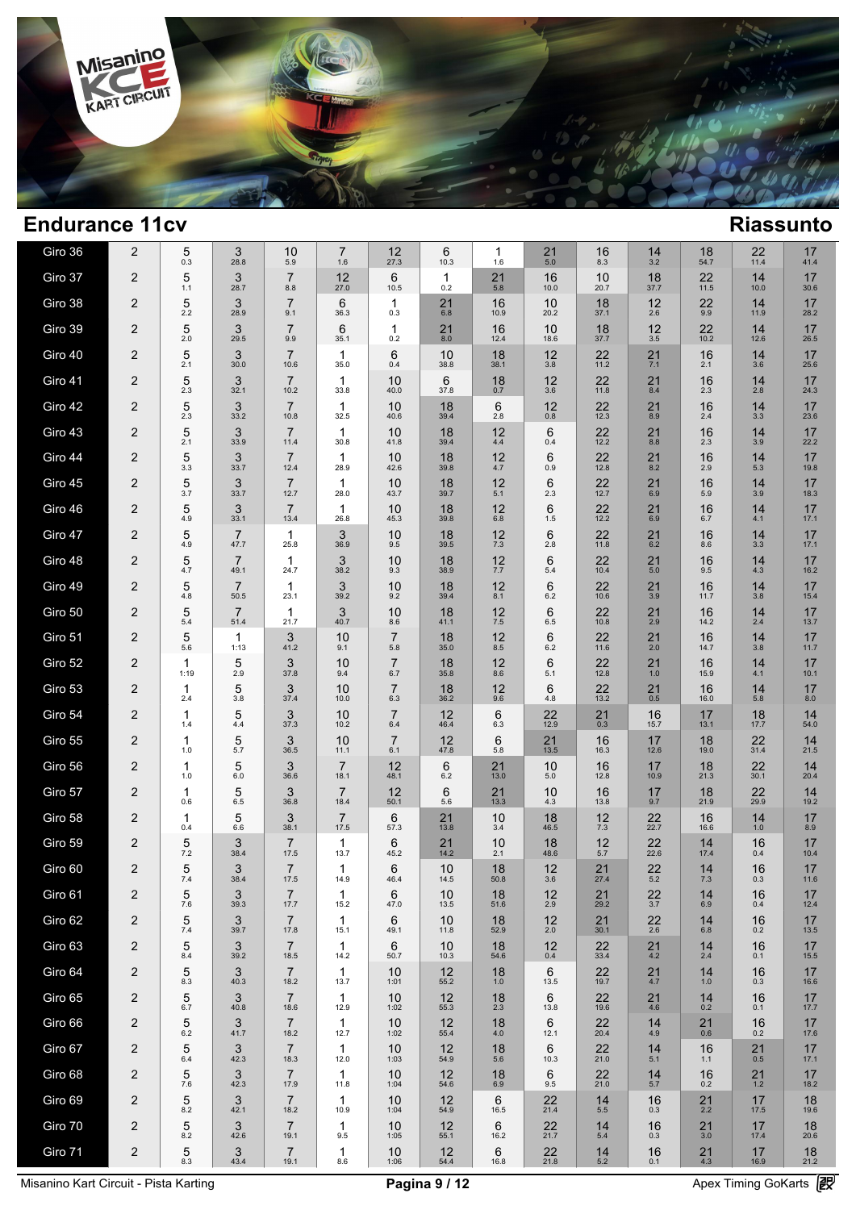## Endurance 11cv

## Riassunto

| Giro | | | | | | | | | | | | | | | |
|---|---|---|---|---|---|---|---|---|---|---|---|---|---|---|---|
| Giro 36 | 2 | 5 0.3 | 3 28.8 | 10 5.9 | 7 1.6 | 12 27.3 | 6 10.3 | 1 1.6 | 21 5.0 | 16 8.3 | 14 3.2 | 18 54.7 | 22 11.4 | 17 41.4 |
| Giro 37 | 2 | 5 1.1 | 3 28.7 | 7 8.8 | 12 27.0 | 6 10.5 | 1 0.2 | 21 5.8 | 16 10.0 | 10 20.7 | 18 37.7 | 22 11.5 | 14 10.0 | 17 30.6 |
| Giro 38 | 2 | 5 2.2 | 3 28.9 | 7 9.1 | 6 36.3 | 1 0.3 | 21 6.8 | 16 10.9 | 10 20.2 | 18 37.1 | 12 2.6 | 22 9.9 | 14 11.9 | 17 28.2 |
| Giro 39 | 2 | 5 2.0 | 3 29.5 | 7 9.9 | 6 35.1 | 1 0.2 | 21 8.0 | 16 12.4 | 10 18.6 | 18 37.7 | 12 3.5 | 22 10.2 | 14 12.6 | 17 26.5 |
| Giro 40 | 2 | 5 2.1 | 3 30.0 | 7 10.6 | 1 35.0 | 6 0.4 | 10 38.8 | 18 38.1 | 12 3.8 | 22 11.2 | 21 7.1 | 16 2.1 | 14 3.6 | 17 25.6 |
| Giro 41 | 2 | 5 2.3 | 3 32.1 | 7 10.2 | 1 33.8 | 10 40.0 | 6 37.8 | 18 0.7 | 12 3.6 | 22 11.8 | 21 8.4 | 16 2.3 | 14 2.8 | 17 24.3 |
| Giro 42 | 2 | 5 2.3 | 3 33.2 | 7 10.8 | 1 32.5 | 10 40.6 | 18 39.4 | 6 2.8 | 12 0.8 | 22 12.3 | 21 8.9 | 16 2.4 | 14 3.3 | 17 23.6 |
| Giro 43 | 2 | 5 2.1 | 3 33.9 | 7 11.4 | 1 30.8 | 10 41.8 | 18 39.4 | 12 4.4 | 6 0.4 | 22 12.2 | 21 8.8 | 16 2.3 | 14 3.9 | 17 22.2 |
| Giro 44 | 2 | 5 3.3 | 3 33.7 | 7 12.4 | 1 28.9 | 10 42.6 | 18 39.8 | 12 4.7 | 6 0.9 | 22 12.8 | 21 8.2 | 16 2.9 | 14 5.3 | 17 19.8 |
| Giro 45 | 2 | 5 3.7 | 3 33.7 | 7 12.7 | 1 28.0 | 10 43.7 | 18 39.7 | 12 5.1 | 6 2.3 | 22 12.7 | 21 6.9 | 16 5.9 | 14 3.9 | 17 18.3 |
| Giro 46 | 2 | 5 4.9 | 3 33.1 | 7 13.4 | 1 26.8 | 10 45.3 | 18 39.8 | 12 6.8 | 6 1.5 | 22 12.2 | 21 6.9 | 16 6.7 | 14 4.1 | 17 17.1 |
| Giro 47 | 2 | 5 4.9 | 7 47.7 | 1 25.8 | 3 36.9 | 10 9.5 | 18 39.5 | 12 7.3 | 6 2.8 | 22 11.8 | 21 6.2 | 16 8.6 | 14 3.3 | 17 17.1 |
| Giro 48 | 2 | 5 4.7 | 7 49.1 | 1 24.7 | 3 38.2 | 10 9.3 | 18 38.9 | 12 7.7 | 6 5.4 | 22 10.4 | 21 5.0 | 16 9.5 | 14 4.3 | 17 16.2 |
| Giro 49 | 2 | 5 4.8 | 7 50.5 | 1 23.1 | 3 39.2 | 10 9.2 | 18 39.4 | 12 8.1 | 6 6.2 | 22 10.6 | 21 3.9 | 16 11.7 | 14 3.8 | 17 15.4 |
| Giro 50 | 2 | 5 5.4 | 7 51.4 | 1 21.7 | 3 40.7 | 10 8.6 | 18 41.1 | 12 7.5 | 6 6.5 | 22 10.8 | 21 2.9 | 16 14.2 | 14 2.4 | 17 13.7 |
| Giro 51 | 2 | 5 5.6 | 1 1:13 | 3 41.2 | 10 9.1 | 7 5.8 | 18 35.0 | 12 8.5 | 6 6.2 | 22 11.6 | 21 2.0 | 16 14.7 | 14 3.8 | 17 11.7 |
| Giro 52 | 2 | 1 1:19 | 5 2.9 | 3 37.8 | 10 9.4 | 7 6.7 | 18 35.8 | 12 8.6 | 6 5.1 | 22 12.8 | 21 1.0 | 16 15.9 | 14 4.1 | 17 10.1 |
| Giro 53 | 2 | 1 2.4 | 5 3.8 | 3 37.4 | 10 10.0 | 7 6.3 | 18 36.2 | 12 9.6 | 6 4.8 | 22 13.2 | 21 0.5 | 16 16.0 | 14 5.8 | 17 8.0 |
| Giro 54 | 2 | 1 1.4 | 5 4.4 | 3 37.3 | 10 10.2 | 7 6.4 | 12 46.4 | 6 6.3 | 22 12.9 | 21 0.3 | 16 15.7 | 17 13.1 | 18 17.7 | 14 54.0 |
| Giro 55 | 2 | 1 1.0 | 5 5.7 | 3 36.5 | 10 11.1 | 7 6.1 | 12 47.8 | 6 5.8 | 21 13.5 | 16 16.3 | 17 12.6 | 18 19.0 | 22 31.4 | 14 21.5 |
| Giro 56 | 2 | 1 1.0 | 5 6.0 | 3 36.6 | 7 18.1 | 12 48.1 | 6 6.2 | 21 13.0 | 10 5.0 | 16 12.8 | 17 10.9 | 18 21.3 | 22 30.1 | 14 20.4 |
| Giro 57 | 2 | 1 0.6 | 5 6.5 | 3 36.8 | 7 18.4 | 12 50.1 | 6 5.6 | 21 13.3 | 10 4.3 | 16 13.8 | 17 9.7 | 18 21.9 | 22 29.9 | 14 19.2 |
| Giro 58 | 2 | 1 0.4 | 5 6.6 | 3 38.1 | 7 17.5 | 6 57.3 | 21 13.8 | 10 3.4 | 18 46.5 | 12 7.3 | 22 22.7 | 16 16.6 | 14 1.0 | 17 8.9 |
| Giro 59 | 2 | 5 7.2 | 3 38.4 | 7 17.5 | 1 13.7 | 6 45.2 | 21 14.2 | 10 2.1 | 18 48.6 | 12 5.7 | 22 22.6 | 14 17.4 | 16 0.4 | 17 10.4 |
| Giro 60 | 2 | 5 7.4 | 3 38.4 | 7 17.5 | 1 14.9 | 6 46.4 | 10 14.5 | 18 50.8 | 12 3.6 | 21 27.4 | 22 5.2 | 14 7.3 | 16 0.3 | 17 11.6 |
| Giro 61 | 2 | 5 7.6 | 3 39.3 | 7 17.7 | 1 15.2 | 6 47.0 | 10 13.5 | 18 51.6 | 12 2.9 | 21 29.2 | 22 3.7 | 14 6.9 | 16 0.4 | 17 12.4 |
| Giro 62 | 2 | 5 7.4 | 3 39.7 | 7 17.8 | 1 15.1 | 6 49.1 | 10 11.8 | 18 52.9 | 12 2.0 | 21 30.1 | 22 2.6 | 14 6.8 | 16 0.2 | 17 13.5 |
| Giro 63 | 2 | 5 8.4 | 3 39.2 | 7 18.5 | 1 14.2 | 6 50.7 | 10 10.3 | 18 54.6 | 12 0.4 | 22 33.4 | 21 4.2 | 14 2.4 | 16 0.1 | 17 15.5 |
| Giro 64 | 2 | 5 8.3 | 3 40.3 | 7 18.2 | 1 13.7 | 10 1:01 | 12 55.2 | 18 1.0 | 6 13.5 | 22 19.7 | 21 4.7 | 14 1.0 | 16 0.3 | 17 16.6 |
| Giro 65 | 2 | 5 6.7 | 3 40.8 | 7 18.6 | 1 12.9 | 10 1:02 | 12 55.3 | 18 2.3 | 6 13.8 | 22 19.6 | 21 4.6 | 14 0.2 | 16 0.1 | 17 17.7 |
| Giro 66 | 2 | 5 6.2 | 3 41.7 | 7 18.2 | 1 12.7 | 10 1:02 | 12 55.4 | 18 4.0 | 6 12.1 | 22 20.4 | 14 4.9 | 21 0.6 | 16 0.2 | 17 17.6 |
| Giro 67 | 2 | 5 6.4 | 3 42.3 | 7 18.3 | 1 12.0 | 10 1:03 | 12 54.9 | 18 5.6 | 6 10.3 | 22 21.0 | 14 5.1 | 16 1.1 | 21 0.5 | 17 17.1 |
| Giro 68 | 2 | 5 7.6 | 3 42.3 | 7 17.9 | 1 11.8 | 10 1:04 | 12 54.6 | 18 6.9 | 6 9.5 | 22 21.0 | 14 5.7 | 16 0.2 | 21 1.2 | 17 18.2 |
| Giro 69 | 2 | 5 8.2 | 3 42.1 | 7 18.2 | 1 10.9 | 10 1:04 | 12 54.9 | 6 16.5 | 22 21.4 | 14 5.5 | 16 0.3 | 21 2.2 | 17 17.5 | 18 19.6 |
| Giro 70 | 2 | 5 8.2 | 3 42.6 | 7 19.1 | 1 9.5 | 10 1:05 | 12 55.1 | 6 16.2 | 22 21.7 | 14 5.4 | 16 0.3 | 21 3.0 | 17 17.4 | 18 20.6 |
| Giro 71 | 2 | 5 8.3 | 3 43.4 | 7 19.1 | 1 8.6 | 10 1:06 | 12 54.4 | 6 16.8 | 22 21.8 | 14 5.2 | 16 0.1 | 21 4.3 | 17 16.9 | 18 21.2 |

Misanino Kart Circuit - Pista Karting

Apex Timing GoKarts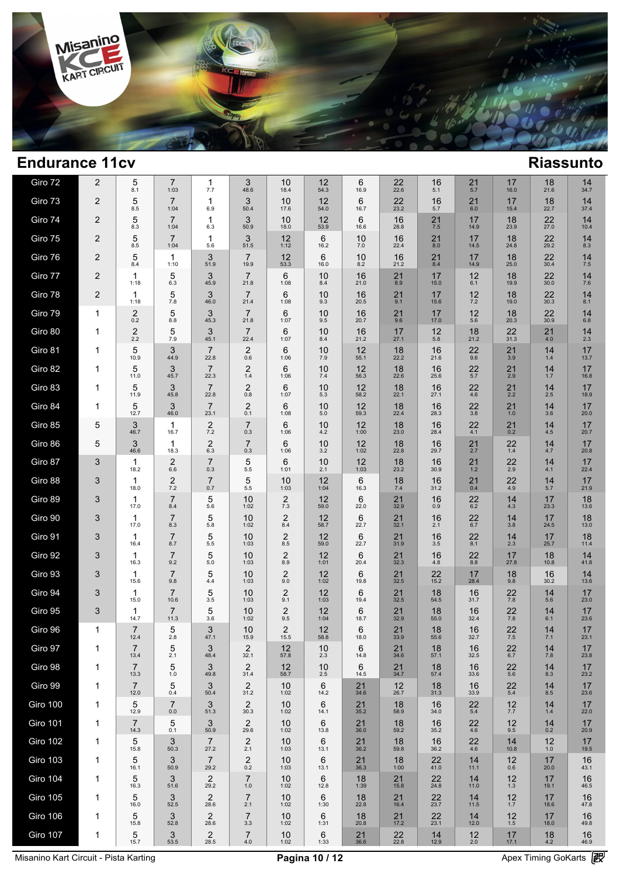## Endurance 11cv

## Riassunto

| Giro | | | | | | | | | | | | | | |
|---|---|---|---|---|---|---|---|---|---|---|---|---|---|---|
| Giro 72 | 2 | 5 8.1 | 7 1:03 | 1 7.7 | 3 48.6 | 10 18.4 | 12 54.3 | 6 16.9 | 22 22.6 | 16 5.1 | 21 5.7 | 17 16.0 | 18 21.6 | 14 34.7 |
| Giro 73 | 2 | 5 8.5 | 7 1:04 | 1 6.9 | 3 50.4 | 10 17.6 | 12 54.0 | 6 16.7 | 22 23.2 | 16 5.7 | 21 6.0 | 17 15.4 | 18 22.7 | 14 37.4 |
| Giro 74 | 2 | 5 8.3 | 7 1:04 | 1 6.3 | 3 50.9 | 10 18.0 | 12 53.9 | 6 16.6 | 16 28.8 | 21 7.5 | 17 14.9 | 18 23.9 | 22 27.0 | 14 10.4 |
| Giro 75 | 2 | 5 8.5 | 7 1:04 | 1 5.6 | 3 51.5 | 12 1:12 | 6 16.2 | 10 7.0 | 16 22.4 | 21 8.0 | 17 14.5 | 18 24.8 | 22 29.2 | 14 8.3 |
| Giro 76 | 2 | 5 8.4 | 1 1:10 | 3 51.9 | 7 19.9 | 12 53.3 | 6 16.0 | 10 8.2 | 16 21.2 | 21 8.4 | 17 14.9 | 18 25.0 | 22 30.4 | 14 7.5 |
| Giro 77 | 2 | 1 1:18 | 5 6.3 | 3 45.9 | 7 21.8 | 6 1:08 | 10 8.4 | 16 21.0 | 21 8.9 | 17 15.0 | 12 6.1 | 18 19.9 | 22 30.0 | 14 7.6 |
| Giro 78 | 2 | 1 1:18 | 5 7.8 | 3 46.0 | 7 21.4 | 6 1:08 | 10 9.3 | 16 20.5 | 21 9.1 | 17 15.6 | 12 7.2 | 18 19.0 | 22 30.3 | 14 8.1 |
| Giro 79 | 1 | 2 0.2 | 5 8.8 | 3 45.3 | 7 21.8 | 6 1:07 | 10 9.5 | 16 20.7 | 21 9.6 | 17 17.0 | 12 5.6 | 18 20.3 | 22 30.9 | 14 6.8 |
| Giro 80 | 1 | 2 2.2 | 5 7.9 | 3 45.1 | 7 22.4 | 6 1:07 | 10 8.4 | 16 21.2 | 17 27.1 | 12 5.8 | 18 21.2 | 22 31.3 | 21 4.0 | 14 2.3 |
| Giro 81 | 1 | 5 10.9 | 3 44.9 | 7 22.8 | 2 0.6 | 6 1:06 | 10 7.9 | 12 55.1 | 18 22.2 | 16 21.6 | 22 9.6 | 21 3.9 | 14 1.4 | 17 13.7 |
| Giro 82 | 1 | 5 11.0 | 3 45.7 | 7 22.3 | 2 1.4 | 6 1:06 | 10 7.4 | 12 56.3 | 18 22.6 | 16 25.6 | 22 5.7 | 21 2.9 | 14 1.7 | 17 16.8 |
| Giro 83 | 1 | 5 11.9 | 3 45.8 | 7 22.8 | 2 0.8 | 6 1:07 | 10 5.3 | 12 58.2 | 18 22.1 | 16 27.1 | 22 4.6 | 21 2.2 | 14 2.5 | 17 18.9 |
| Giro 84 | 1 | 5 12.7 | 3 46.0 | 7 23.1 | 2 0.1 | 6 1:08 | 10 5.0 | 12 59.3 | 18 22.4 | 16 28.3 | 22 3.8 | 21 1.0 | 14 3.6 | 17 20.0 |
| Giro 85 | 5 | 3 46.7 | 1 16.7 | 2 7.2 | 7 0.3 | 6 1:06 | 10 4.2 | 12 1:00 | 18 23.0 | 16 28.4 | 22 4.1 | 21 0.2 | 14 4.5 | 17 20.7 |
| Giro 86 | 5 | 3 46.6 | 1 18.3 | 2 6.3 | 7 0.3 | 6 1:06 | 10 3.2 | 12 1:02 | 18 22.8 | 16 29.7 | 21 2.7 | 22 1.4 | 14 4.7 | 17 20.8 |
| Giro 87 | 3 | 1 18.2 | 2 6.6 | 7 0.3 | 5 5.5 | 6 1:01 | 10 2.1 | 12 1:03 | 18 23.2 | 16 30.9 | 21 1.2 | 22 2.9 | 14 4.1 | 17 22.4 |
| Giro 88 | 3 | 1 18.0 | 2 7.2 | 7 0.7 | 5 5.5 | 10 1:03 | 12 1:04 | 6 16.3 | 18 7.4 | 16 31.2 | 21 0.4 | 22 4.9 | 14 5.7 | 17 21.9 |
| Giro 89 | 3 | 1 17.0 | 7 8.4 | 5 5.6 | 10 1:02 | 2 7.3 | 12 59.0 | 6 22.0 | 21 32.9 | 16 0.9 | 22 6.2 | 14 4.3 | 17 23.3 | 18 13.6 |
| Giro 90 | 3 | 1 17.0 | 7 8.3 | 5 5.8 | 10 1:02 | 2 8.4 | 12 58.7 | 6 22.7 | 21 32.1 | 16 2.1 | 22 6.7 | 14 3.8 | 17 24.5 | 18 13.0 |
| Giro 91 | 3 | 1 16.4 | 7 8.7 | 5 5.5 | 10 1:03 | 2 8.5 | 12 59.0 | 6 22.7 | 21 31.9 | 16 3.5 | 22 8.1 | 14 2.3 | 17 25.7 | 18 11.4 |
| Giro 92 | 3 | 1 16.3 | 7 9.2 | 5 5.0 | 10 1:03 | 2 8.9 | 12 1:01 | 6 20.4 | 21 32.3 | 16 4.8 | 22 8.8 | 17 27.8 | 18 10.8 | 14 41.8 |
| Giro 93 | 3 | 1 15.6 | 7 9.8 | 5 4.4 | 10 1:03 | 2 9.0 | 12 1:02 | 6 19.8 | 21 32.5 | 22 15.2 | 17 28.4 | 18 9.8 | 16 30.2 | 14 13.6 |
| Giro 94 | 3 | 1 15.0 | 7 10.6 | 5 3.5 | 10 1:03 | 2 9.1 | 12 1:03 | 6 19.4 | 21 32.5 | 18 54.5 | 16 31.7 | 22 7.8 | 14 5.6 | 17 23.0 |
| Giro 95 | 3 | 1 14.7 | 7 11.3 | 5 3.6 | 10 1:02 | 2 9.5 | 12 1:04 | 6 18.7 | 21 32.9 | 18 55.0 | 16 32.4 | 22 7.8 | 14 6.1 | 17 23.6 |
| Giro 96 | 1 | 7 12.4 | 5 2.8 | 3 47.1 | 10 15.9 | 2 15.5 | 12 58.8 | 6 18.0 | 21 33.9 | 18 55.6 | 16 32.7 | 22 7.5 | 14 7.1 | 17 23.1 |
| Giro 97 | 1 | 7 13.4 | 5 2.1 | 3 48.4 | 2 32.1 | 12 57.8 | 10 2.3 | 6 14.8 | 21 34.6 | 18 57.1 | 16 32.5 | 22 6.7 | 14 7.8 | 17 23.8 |
| Giro 98 | 1 | 7 13.3 | 5 1.0 | 3 49.8 | 2 31.4 | 12 58.7 | 10 2.5 | 6 14.5 | 21 34.7 | 18 57.4 | 16 33.6 | 22 5.6 | 14 8.3 | 17 23.2 |
| Giro 99 | 1 | 7 12.0 | 5 0.4 | 3 50.4 | 2 31.2 | 10 1:02 | 6 14.2 | 21 34.6 | 12 26.7 | 18 31.3 | 16 33.9 | 22 5.4 | 14 8.5 | 17 23.6 |
| Giro 100 | 1 | 5 12.9 | 7 0.0 | 3 51.3 | 2 30.3 | 10 1:02 | 6 14.1 | 21 35.2 | 18 58.9 | 16 34.0 | 22 5.4 | 12 7.7 | 14 1.4 | 17 22.0 |
| Giro 101 | 1 | 7 14.3 | 5 0.1 | 3 50.9 | 2 29.6 | 10 1:02 | 6 13.8 | 21 36.0 | 18 59.2 | 16 35.2 | 22 4.6 | 12 9.5 | 14 0.2 | 17 20.9 |
| Giro 102 | 1 | 5 15.8 | 3 50.3 | 7 27.2 | 2 2.1 | 10 1:03 | 6 13.1 | 21 36.2 | 18 59.8 | 16 36.2 | 22 4.6 | 14 10.8 | 12 1.0 | 17 19.5 |
| Giro 103 | 1 | 5 16.1 | 3 50.9 | 7 29.2 | 2 0.2 | 10 1:03 | 6 13.1 | 21 36.3 | 18 1:00 | 22 41.0 | 14 11.1 | 12 0.6 | 17 20.0 | 16 43.1 |
| Giro 104 | 1 | 5 16.3 | 3 51.6 | 2 29.2 | 7 1.0 | 10 1:02 | 6 12.8 | 18 1:39 | 21 15.8 | 22 24.8 | 14 11.0 | 12 1.3 | 17 19.1 | 16 46.5 |
| Giro 105 | 1 | 5 16.0 | 3 52.5 | 2 28.6 | 7 2.1 | 10 1:02 | 6 1:30 | 18 22.8 | 21 16.4 | 22 23.7 | 14 11.5 | 12 1.7 | 17 18.6 | 16 47.8 |
| Giro 106 | 1 | 5 15.8 | 3 52.8 | 2 28.6 | 7 3.3 | 10 1:02 | 6 1:31 | 18 20.8 | 21 17.2 | 22 23.1 | 14 12.0 | 12 1.5 | 17 18.0 | 16 49.8 |
| Giro 107 | 1 | 5 15.7 | 3 53.5 | 2 28.5 | 7 4.0 | 10 1:02 | 6 1:33 | 21 36.6 | 22 22.8 | 14 12.9 | 12 2.0 | 17 17.1 | 18 4.2 | 16 46.9 |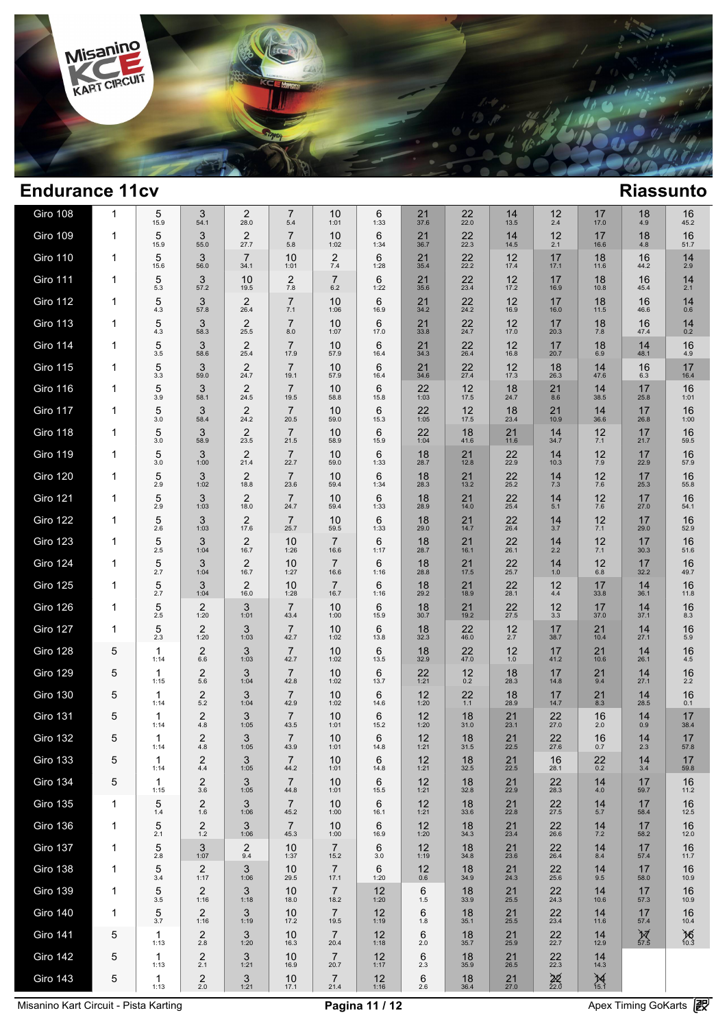## Endurance 11cv

## Riassunto

| Giro | | | | | | | | | | | | | | |
|---|---|---|---|---|---|---|---|---|---|---|---|---|---|---|
| Giro 108 | 1 | 5 15.9 | 3 54.1 | 2 28.0 | 7 5.4 | 10 1:01 | 6 1:33 | 21 37.6 | 22 22.0 | 14 13.5 | 12 2.4 | 17 17.0 | 18 4.9 | 16 45.2 |
| Giro 109 | 1 | 5 15.9 | 3 55.0 | 2 27.7 | 7 5.8 | 10 1:02 | 6 1:34 | 21 36.7 | 22 22.3 | 14 14.5 | 12 2.1 | 17 16.6 | 18 4.8 | 16 51.7 |
| Giro 110 | 1 | 5 15.6 | 3 56.0 | 7 34.1 | 10 1:01 | 2 7.4 | 6 1:28 | 21 35.4 | 22 22.2 | 12 17.4 | 17 17.1 | 18 11.6 | 16 44.2 | 14 2.9 |
| Giro 111 | 1 | 5 5.3 | 3 57.2 | 10 19.5 | 2 7.8 | 7 6.2 | 6 1:22 | 21 35.6 | 22 23.4 | 12 17.2 | 17 16.9 | 18 10.8 | 16 45.4 | 14 2.1 |
| Giro 112 | 1 | 5 4.3 | 3 57.8 | 2 26.4 | 7 7.1 | 10 1:06 | 6 16.9 | 21 34.2 | 22 24.2 | 12 16.9 | 17 16.0 | 18 11.5 | 16 46.6 | 14 0.6 |
| Giro 113 | 1 | 5 4.3 | 3 58.3 | 2 25.5 | 7 8.0 | 10 1:07 | 6 17.0 | 21 33.8 | 22 24.7 | 12 17.0 | 17 20.3 | 18 7.8 | 16 47.4 | 14 0.2 |
| Giro 114 | 1 | 5 3.5 | 3 58.6 | 2 25.4 | 7 17.9 | 10 57.9 | 6 16.4 | 21 34.3 | 22 26.4 | 12 16.8 | 17 20.7 | 18 6.9 | 14 48.1 | 16 4.9 |
| Giro 115 | 1 | 5 3.3 | 3 59.0 | 2 24.7 | 7 19.1 | 10 57.9 | 6 16.4 | 21 34.6 | 22 27.4 | 12 17.3 | 18 26.3 | 14 47.6 | 16 6.3 | 17 16.4 |
| Giro 116 | 1 | 5 3.9 | 3 58.1 | 2 24.5 | 7 19.5 | 10 58.8 | 6 15.8 | 22 1:03 | 12 17.5 | 18 24.7 | 21 8.6 | 14 38.5 | 17 25.8 | 16 1:01 |
| Giro 117 | 1 | 5 3.0 | 3 58.4 | 2 24.2 | 7 20.5 | 10 59.0 | 6 15.3 | 22 1:05 | 12 17.5 | 18 23.4 | 21 10.9 | 14 36.6 | 17 26.8 | 16 1:00 |
| Giro 118 | 1 | 5 3.0 | 3 58.9 | 2 23.5 | 7 21.5 | 10 58.9 | 6 15.9 | 22 1:04 | 18 41.6 | 21 11.6 | 14 34.7 | 12 7.1 | 17 21.7 | 16 59.5 |
| Giro 119 | 1 | 5 3.0 | 3 1:00 | 2 21.4 | 7 22.7 | 10 59.0 | 6 1:33 | 18 28.7 | 21 12.8 | 22 22.9 | 14 10.3 | 12 7.9 | 17 22.9 | 16 57.9 |
| Giro 120 | 1 | 5 2.9 | 3 1:02 | 2 18.8 | 7 23.6 | 10 59.4 | 6 1:34 | 18 28.3 | 21 13.2 | 22 25.2 | 14 7.3 | 12 7.6 | 17 25.3 | 16 55.8 |
| Giro 121 | 1 | 5 2.9 | 3 1:03 | 2 18.0 | 7 24.7 | 10 59.4 | 6 1:33 | 18 28.9 | 21 14.0 | 22 25.4 | 14 5.1 | 12 7.6 | 17 27.0 | 16 54.1 |
| Giro 122 | 1 | 5 2.6 | 3 1:03 | 2 17.6 | 7 25.7 | 10 59.5 | 6 1:33 | 18 29.0 | 21 14.7 | 22 26.4 | 14 3.7 | 12 7.1 | 17 29.0 | 16 52.9 |
| Giro 123 | 1 | 5 2.5 | 3 1:04 | 2 16.7 | 10 1:26 | 7 16.6 | 6 1:17 | 18 28.7 | 21 16.1 | 22 26.1 | 14 2.2 | 12 7.1 | 17 30.3 | 16 51.6 |
| Giro 124 | 1 | 5 2.7 | 3 1:04 | 2 16.7 | 10 1:27 | 7 16.6 | 6 1:16 | 18 28.8 | 21 17.5 | 22 25.7 | 14 1.0 | 12 6.8 | 17 32.2 | 16 49.7 |
| Giro 125 | 1 | 5 2.7 | 3 1:04 | 2 16.0 | 10 1:28 | 7 16.7 | 6 1:16 | 18 29.2 | 21 18.9 | 22 28.1 | 12 4.4 | 17 33.8 | 14 36.1 | 16 11.8 |
| Giro 126 | 1 | 5 2.5 | 2 1:20 | 3 1:01 | 7 43.4 | 10 1:00 | 6 15.9 | 18 30.7 | 21 19.2 | 22 27.5 | 12 3.3 | 17 37.0 | 14 37.1 | 16 8.3 |
| Giro 127 | 1 | 5 2.3 | 2 1:20 | 3 1:03 | 7 42.7 | 10 1:02 | 6 13.8 | 18 32.3 | 22 46.0 | 12 2.7 | 17 38.7 | 21 10.4 | 14 27.1 | 16 5.9 |
| Giro 128 | 5 | 1 1:14 | 2 6.6 | 3 1:03 | 7 42.7 | 10 1:02 | 6 13.5 | 18 32.9 | 22 47.0 | 12 1.0 | 17 41.2 | 21 10.6 | 14 26.1 | 16 4.5 |
| Giro 129 | 5 | 1 1:15 | 2 5.6 | 3 1:04 | 7 42.8 | 10 1:02 | 6 13.7 | 22 1:21 | 12 0.2 | 18 28.3 | 17 14.8 | 21 9.4 | 14 27.1 | 16 2.2 |
| Giro 130 | 5 | 1 1:14 | 2 5.2 | 3 1:04 | 7 42.9 | 10 1:02 | 6 14.6 | 12 1:20 | 22 1.1 | 18 28.9 | 17 14.7 | 21 8.3 | 14 28.5 | 16 0.1 |
| Giro 131 | 5 | 1 1:14 | 2 4.8 | 3 1:05 | 7 43.5 | 10 1:01 | 6 15.2 | 12 1:20 | 18 31.0 | 21 23.1 | 22 27.0 | 16 2.0 | 14 0.9 | 17 38.4 |
| Giro 132 | 5 | 1 1:14 | 2 4.8 | 3 1:05 | 7 43.9 | 10 1:01 | 6 14.8 | 12 1:21 | 18 31.5 | 21 22.5 | 22 27.6 | 16 0.7 | 14 2.3 | 17 57.8 |
| Giro 133 | 5 | 1 1:14 | 2 4.4 | 3 1:05 | 7 44.2 | 10 1:01 | 6 14.8 | 12 1:21 | 18 32.5 | 21 22.5 | 16 28.1 | 22 0.2 | 14 3.4 | 17 59.8 |
| Giro 134 | 5 | 1 1:15 | 2 3.6 | 3 1:05 | 7 44.8 | 10 1:01 | 6 15.5 | 12 1:21 | 18 32.8 | 21 22.9 | 22 28.3 | 14 4.0 | 17 59.7 | 16 11.2 |
| Giro 135 | 1 | 5 1.4 | 2 1.6 | 3 1:06 | 7 45.2 | 10 1:00 | 6 16.1 | 12 1:21 | 18 33.6 | 21 22.8 | 22 27.5 | 14 5.7 | 17 58.4 | 16 12.5 |
| Giro 136 | 1 | 5 2.1 | 2 1.2 | 3 1:06 | 7 45.3 | 10 1:00 | 6 16.9 | 12 1:20 | 18 34.3 | 21 23.4 | 22 26.6 | 14 7.2 | 17 58.2 | 16 12.0 |
| Giro 137 | 1 | 5 2.8 | 3 1:07 | 2 9.4 | 10 1:37 | 7 15.2 | 6 3.0 | 12 1:19 | 18 34.8 | 21 23.6 | 22 26.4 | 14 8.4 | 17 57.4 | 16 11.7 |
| Giro 138 | 1 | 5 3.4 | 2 1:17 | 3 1:06 | 10 29.5 | 7 17.1 | 6 1:20 | 12 0.6 | 18 34.9 | 21 24.3 | 22 25.6 | 14 9.5 | 17 58.0 | 16 10.9 |
| Giro 139 | 1 | 5 3.5 | 2 1:16 | 3 1:18 | 10 18.0 | 7 18.2 | 12 1:20 | 6 1.5 | 18 33.9 | 21 25.5 | 22 24.3 | 14 10.6 | 17 57.3 | 16 10.9 |
| Giro 140 | 1 | 5 3.7 | 2 1:16 | 3 1:19 | 10 17.2 | 7 19.5 | 12 1:19 | 6 1.8 | 18 35.1 | 21 25.5 | 22 23.4 | 14 11.6 | 17 57.4 | 16 10.4 |
| Giro 141 | 5 | 1 1:13 | 2 2.8 | 3 1:20 | 10 16.3 | 7 20.4 | 12 1:18 | 6 2.0 | 18 35.7 | 21 25.9 | 22 22.7 | 14 12.9 | 17 57.5 | 16 10.3 |
| Giro 142 | 5 | 1 1:13 | 2 2.1 | 3 1:21 | 10 16.9 | 7 20.7 | 12 1:17 | 6 2.3 | 18 35.9 | 21 26.5 | 22 22.3 | 14 14.3 | | |
| Giro 143 | 5 | 1 1:13 | 2 2.0 | 3 1:21 | 10 17.1 | 7 21.4 | 12 1:16 | 6 2.6 | 18 36.4 | 21 27.0 | 22 22.0 | 14 15.1 | | |

Misanino Kart Circuit - Pista Karting

Apex Timing GoKarts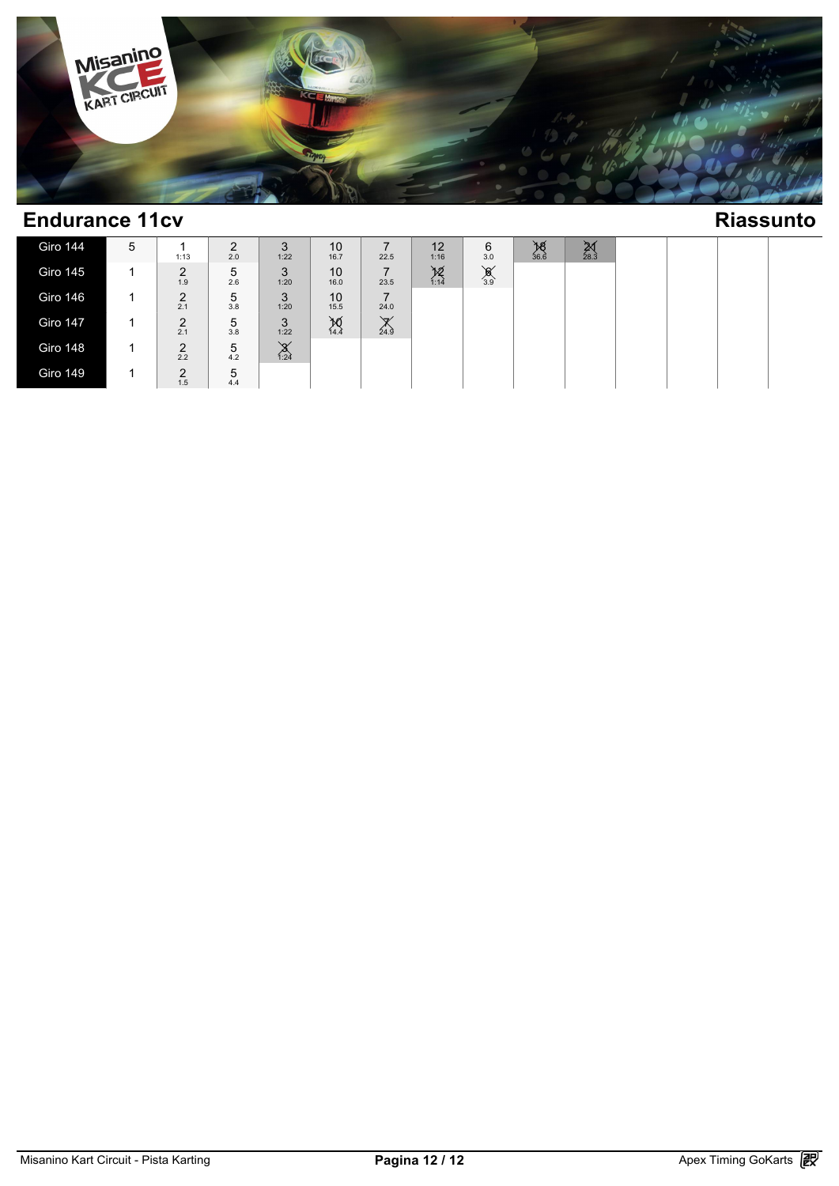## Endurance 11cv

## Riassunto

| | | | | | | | | | | | | | | |
|---|---|---|---|---|---|---|---|---|---|---|---|---|---|---|
| Giro 144 | 5 | 1 1:13 | 2 2.0 | 3 1:22 | 10 16.7 | 7 22.5 | 12 1:16 | 6 3.0 | 18 36.6 | 21 28.3 | | | | |
| Giro 145 | 1 | 2 1.9 | 5 2.6 | 3 1:20 | 10 16.0 | 7 23.5 | 12 1:14 | 6 3.9 | | | | | | |
| Giro 146 | 1 | 2 2.1 | 5 3.8 | 3 1:20 | 10 15.5 | 7 24.0 | | | | | | | | |
| Giro 147 | 1 | 2 2.1 | 5 3.8 | 3 1:22 | 10 14.4 | 7 24.9 | | | | | | | | |
| Giro 148 | 1 | 2 2.2 | 5 4.2 | 3 1:24 | | | | | | | | | | |
| Giro 149 | 1 | 2 1.5 | 5 4.4 | | | | | | | | | | | |

Misanino Kart Circuit - Pista Karting

Apex Timing GoKarts